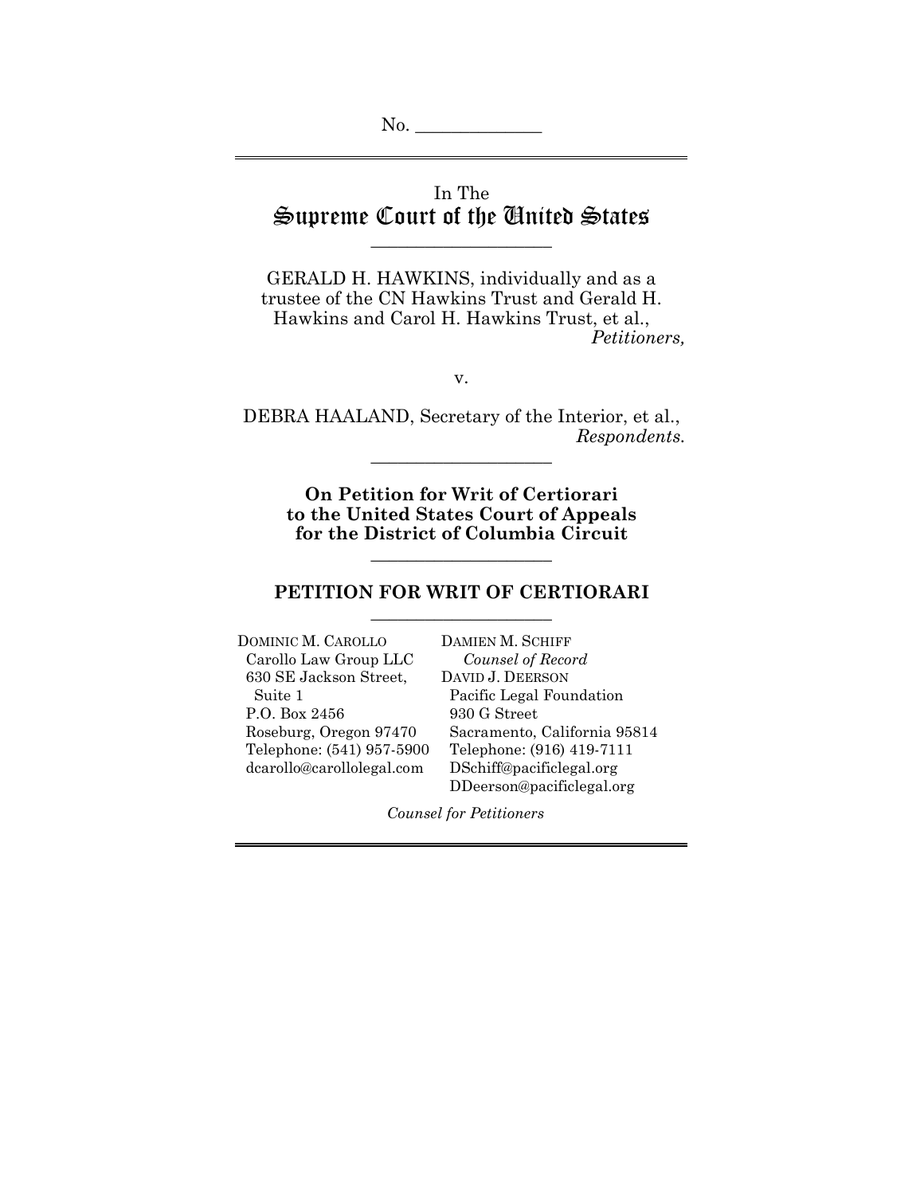No. _____________

In The
# Supreme Court of the United States

---

GERALD H. HAWKINS, individually and as a trustee of the CN Hawkins Trust and Gerald H. Hawkins and Carol H. Hawkins Trust, et al.,
*Petitioners,*

v.

DEBRA HAALAND, Secretary of the Interior, et al.,
*Respondents.*

---

**On Petition for Writ of Certiorari to the United States Court of Appeals for the District of Columbia Circuit**

---

## PETITION FOR WRIT OF CERTIORARI

---

DOMINIC M. CAROLLO
Carollo Law Group LLC
630 SE Jackson Street, Suite 1
P.O. Box 2456
Roseburg, Oregon 97470
Telephone: (541) 957-5900
dcarollo@carollolegal.com

DAMIEN M. SCHIFF
*Counsel of Record*
DAVID J. DEERSON
Pacific Legal Foundation
930 G Street
Sacramento, California 95814
Telephone: (916) 419-7111
DSchiff@pacificlegal.org
DDeerson@pacificlegal.org

*Counsel for Petitioners*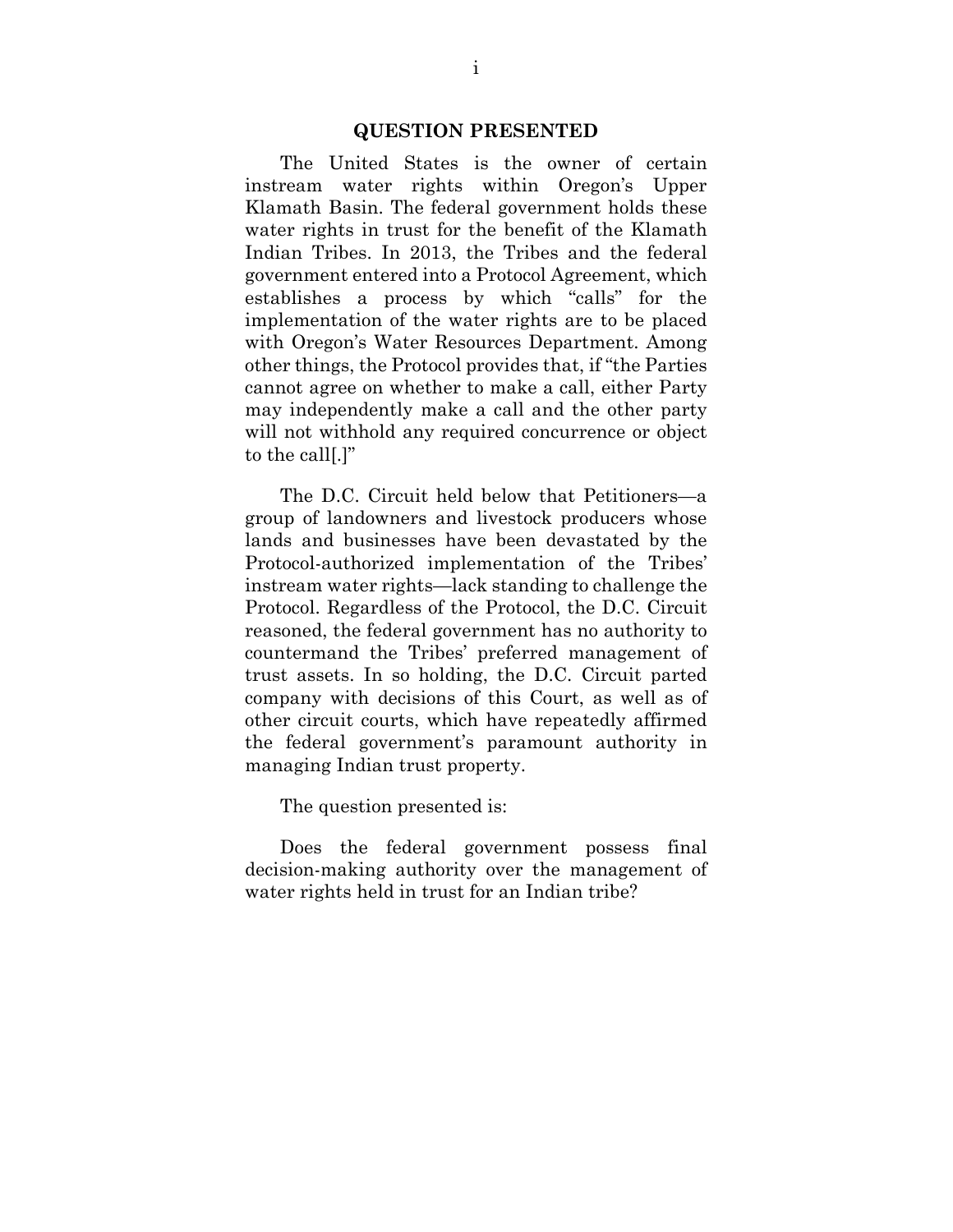## QUESTION PRESENTED

The United States is the owner of certain instream water rights within Oregon's Upper Klamath Basin. The federal government holds these water rights in trust for the benefit of the Klamath Indian Tribes. In 2013, the Tribes and the federal government entered into a Protocol Agreement, which establishes a process by which "calls" for the implementation of the water rights are to be placed with Oregon's Water Resources Department. Among other things, the Protocol provides that, if "the Parties cannot agree on whether to make a call, either Party may independently make a call and the other party will not withhold any required concurrence or object to the call[.]"

The D.C. Circuit held below that Petitioners—a group of landowners and livestock producers whose lands and businesses have been devastated by the Protocol-authorized implementation of the Tribes' instream water rights—lack standing to challenge the Protocol. Regardless of the Protocol, the D.C. Circuit reasoned, the federal government has no authority to countermand the Tribes' preferred management of trust assets. In so holding, the D.C. Circuit parted company with decisions of this Court, as well as of other circuit courts, which have repeatedly affirmed the federal government's paramount authority in managing Indian trust property.

The question presented is:

Does the federal government possess final decision-making authority over the management of water rights held in trust for an Indian tribe?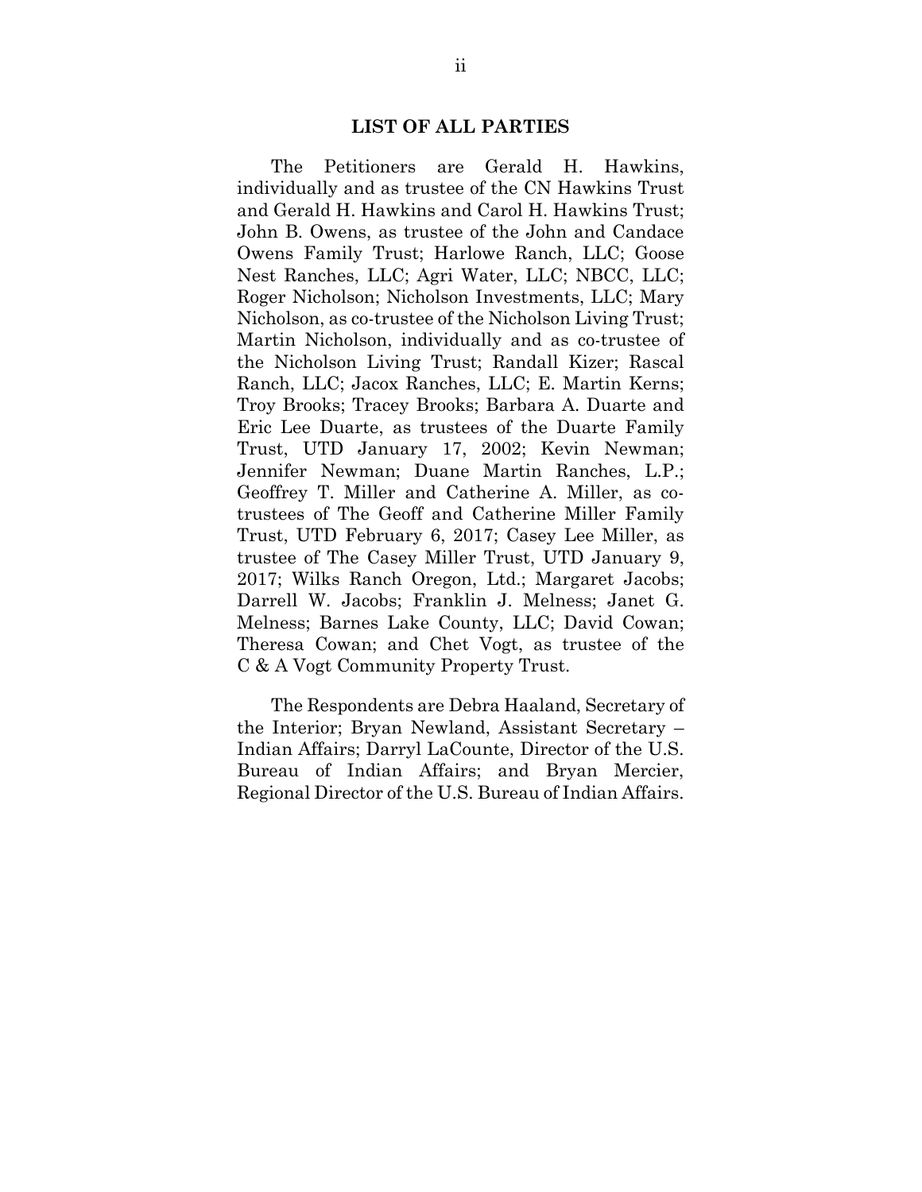## LIST OF ALL PARTIES

The Petitioners are Gerald H. Hawkins, individually and as trustee of the CN Hawkins Trust and Gerald H. Hawkins and Carol H. Hawkins Trust; John B. Owens, as trustee of the John and Candace Owens Family Trust; Harlowe Ranch, LLC; Goose Nest Ranches, LLC; Agri Water, LLC; NBCC, LLC; Roger Nicholson; Nicholson Investments, LLC; Mary Nicholson, as co-trustee of the Nicholson Living Trust; Martin Nicholson, individually and as co-trustee of the Nicholson Living Trust; Randall Kizer; Rascal Ranch, LLC; Jacox Ranches, LLC; E. Martin Kerns; Troy Brooks; Tracey Brooks; Barbara A. Duarte and Eric Lee Duarte, as trustees of the Duarte Family Trust, UTD January 17, 2002; Kevin Newman; Jennifer Newman; Duane Martin Ranches, L.P.; Geoffrey T. Miller and Catherine A. Miller, as co-trustees of The Geoff and Catherine Miller Family Trust, UTD February 6, 2017; Casey Lee Miller, as trustee of The Casey Miller Trust, UTD January 9, 2017; Wilks Ranch Oregon, Ltd.; Margaret Jacobs; Darrell W. Jacobs; Franklin J. Melness; Janet G. Melness; Barnes Lake County, LLC; David Cowan; Theresa Cowan; and Chet Vogt, as trustee of the C & A Vogt Community Property Trust.

The Respondents are Debra Haaland, Secretary of the Interior; Bryan Newland, Assistant Secretary – Indian Affairs; Darryl LaCounte, Director of the U.S. Bureau of Indian Affairs; and Bryan Mercier, Regional Director of the U.S. Bureau of Indian Affairs.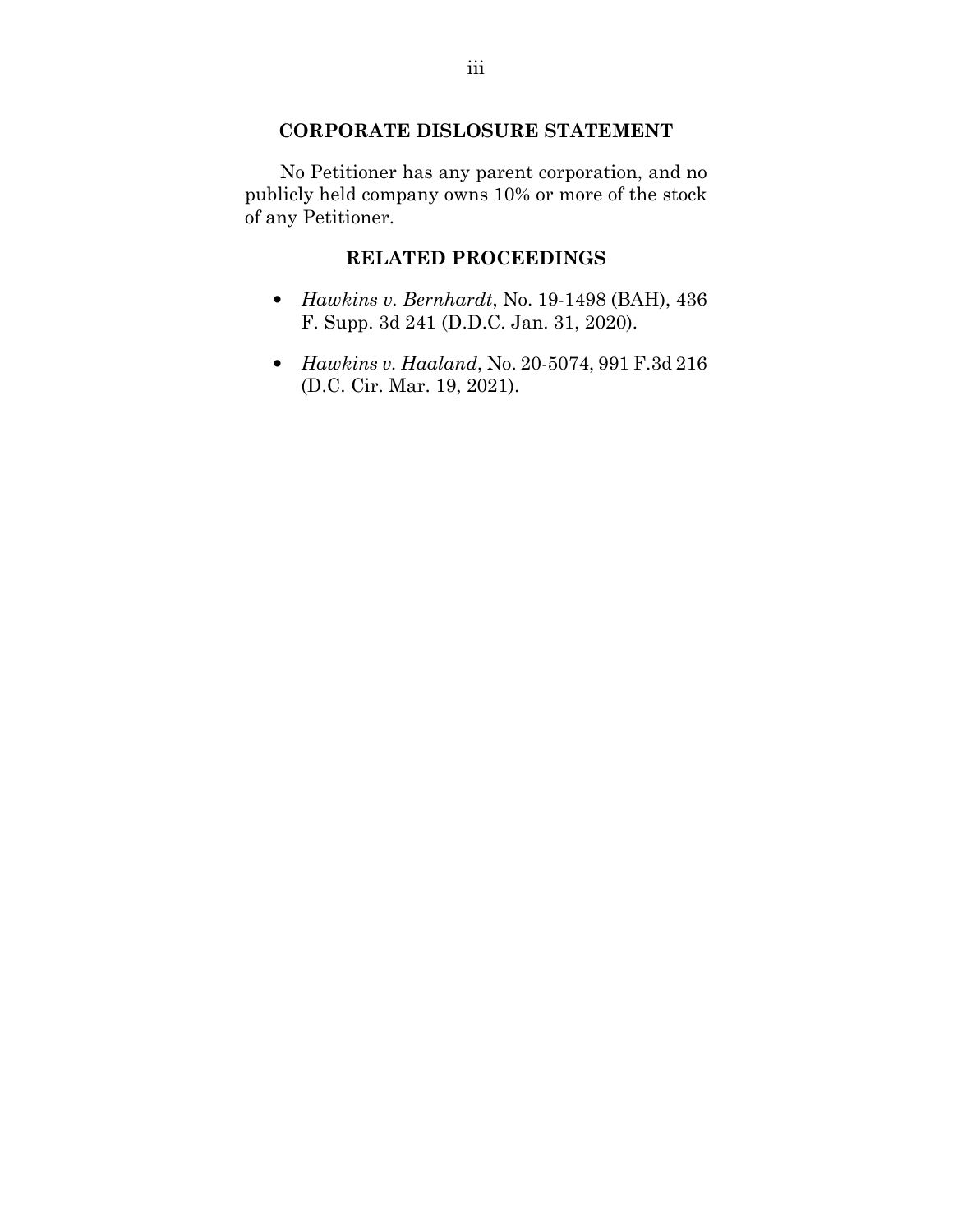## CORPORATE DISLOSURE STATEMENT

No Petitioner has any parent corporation, and no publicly held company owns 10% or more of the stock of any Petitioner.

## RELATED PROCEEDINGS

- *Hawkins v. Bernhardt*, No. 19-1498 (BAH), 436 F. Supp. 3d 241 (D.D.C. Jan. 31, 2020).
- *Hawkins v. Haaland*, No. 20-5074, 991 F.3d 216 (D.C. Cir. Mar. 19, 2021).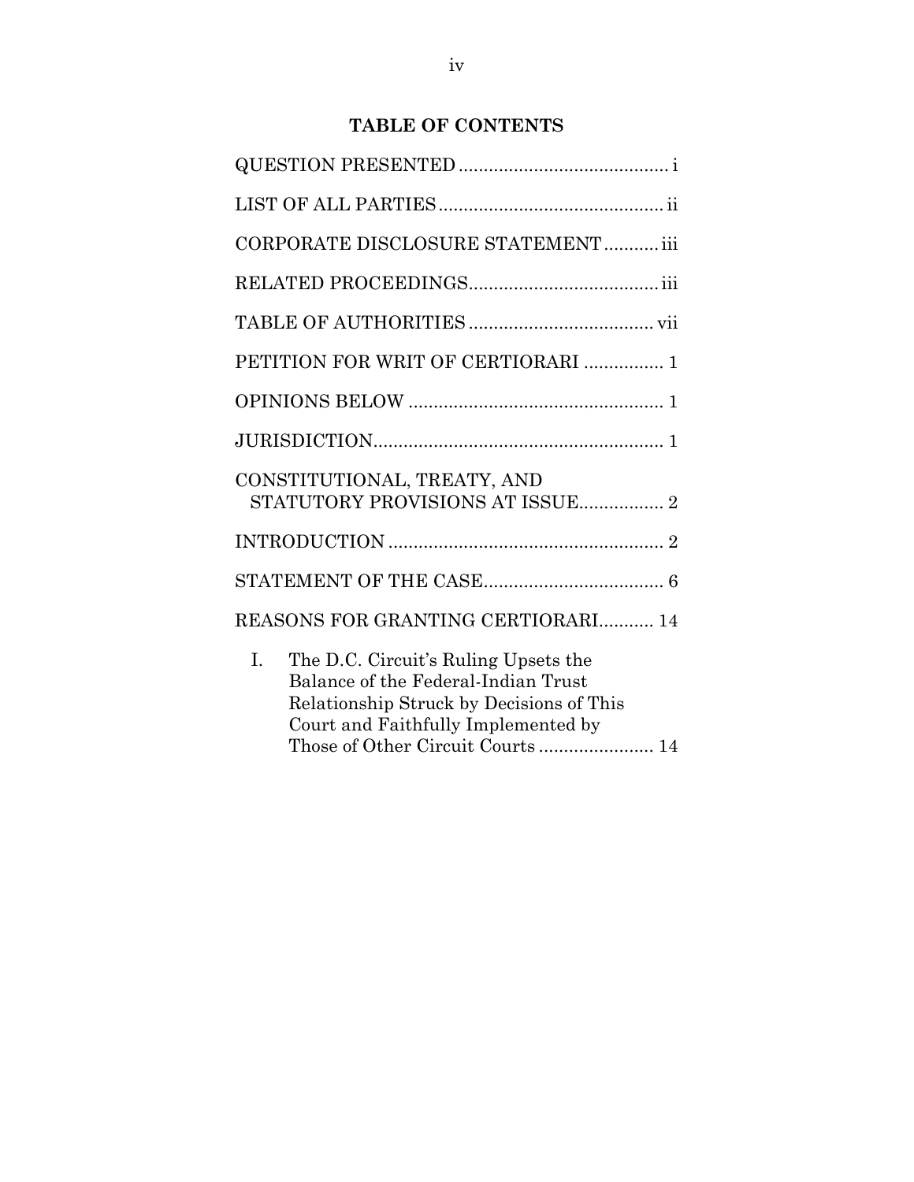## TABLE OF CONTENTS

QUESTION PRESENTED .......................................... i

LIST OF ALL PARTIES ............................................ ii

CORPORATE DISCLOSURE STATEMENT ........... iii

RELATED PROCEEDINGS..................................... iii

TABLE OF AUTHORITIES .................................... vii

PETITION FOR WRIT OF CERTIORARI ................ 1

OPINIONS BELOW .................................................. 1

JURISDICTION......................................................... 1

CONSTITUTIONAL, TREATY, AND STATUTORY PROVISIONS AT ISSUE................. 2

INTRODUCTION ...................................................... 2

STATEMENT OF THE CASE.................................... 6

REASONS FOR GRANTING CERTIORARI........... 14

I. The D.C. Circuit's Ruling Upsets the Balance of the Federal-Indian Trust Relationship Struck by Decisions of This Court and Faithfully Implemented by Those of Other Circuit Courts ....................... 14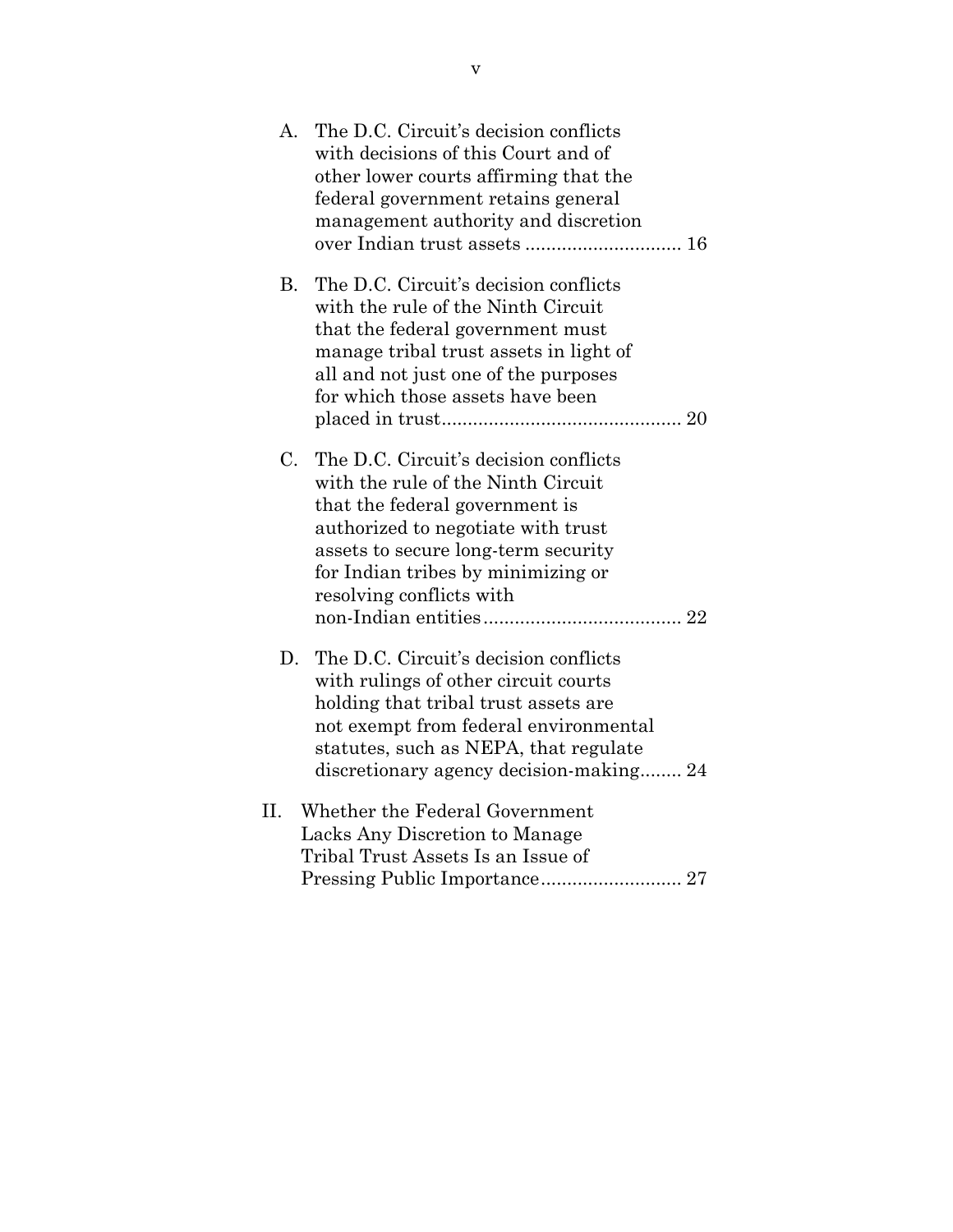A. The D.C. Circuit's decision conflicts with decisions of this Court and of other lower courts affirming that the federal government retains general management authority and discretion over Indian trust assets .............................. 16

B. The D.C. Circuit's decision conflicts with the rule of the Ninth Circuit that the federal government must manage tribal trust assets in light of all and not just one of the purposes for which those assets have been placed in trust............................................. 20

C. The D.C. Circuit's decision conflicts with the rule of the Ninth Circuit that the federal government is authorized to negotiate with trust assets to secure long-term security for Indian tribes by minimizing or resolving conflicts with non-Indian entities...................................... 22

D. The D.C. Circuit's decision conflicts with rulings of other circuit courts holding that tribal trust assets are not exempt from federal environmental statutes, such as NEPA, that regulate discretionary agency decision-making........ 24

II. Whether the Federal Government Lacks Any Discretion to Manage Tribal Trust Assets Is an Issue of Pressing Public Importance........................... 27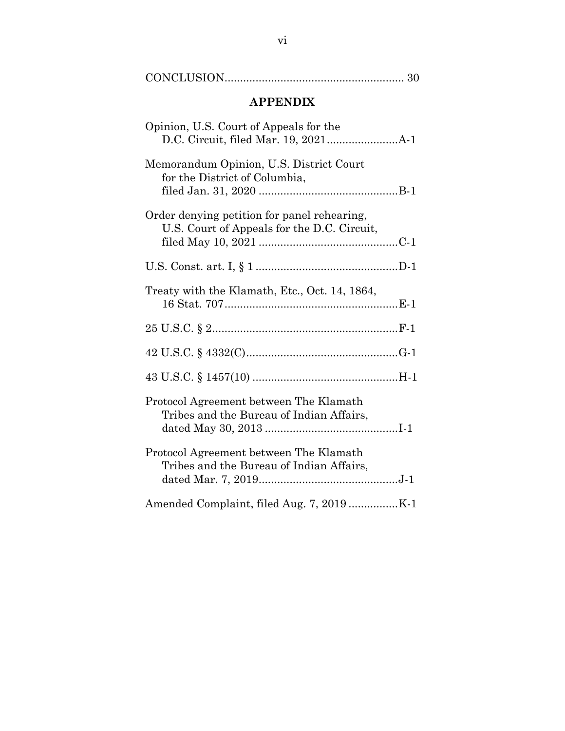CONCLUSION......................................................... 30

## APPENDIX

Opinion, U.S. Court of Appeals for the D.C. Circuit, filed Mar. 19, 2021.......................A-1

Memorandum Opinion, U.S. District Court for the District of Columbia, filed Jan. 31, 2020 .............................................B-1

Order denying petition for panel rehearing, U.S. Court of Appeals for the D.C. Circuit, filed May 10, 2021 .............................................C-1

U.S. Const. art. I, § 1 ..............................................D-1

Treaty with the Klamath, Etc., Oct. 14, 1864, 16 Stat. 707.........................................................E-1

25 U.S.C. § 2............................................................F-1

42 U.S.C. § 4332(C).................................................G-1

43 U.S.C. § 1457(10) ...............................................H-1

Protocol Agreement between The Klamath Tribes and the Bureau of Indian Affairs, dated May 30, 2013 ...........................................I-1

Protocol Agreement between The Klamath Tribes and the Bureau of Indian Affairs, dated Mar. 7, 2019.............................................J-1

Amended Complaint, filed Aug. 7, 2019 ................K-1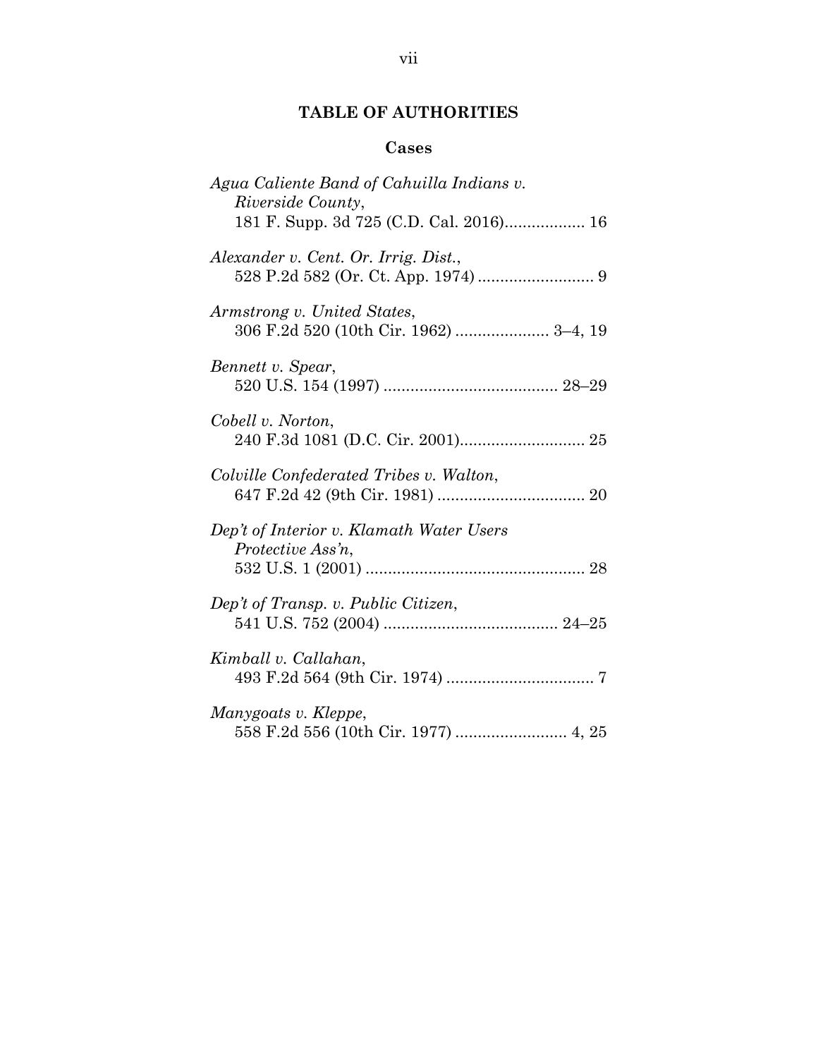## TABLE OF AUTHORITIES

### Cases

*Agua Caliente Band of Cahuilla Indians v. Riverside County*,
181 F. Supp. 3d 725 (C.D. Cal. 2016).................. 16

*Alexander v. Cent. Or. Irrig. Dist.*,
528 P.2d 582 (Or. Ct. App. 1974) .......................... 9

*Armstrong v. United States*,
306 F.2d 520 (10th Cir. 1962) ..................... 3–4, 19

*Bennett v. Spear*,
520 U.S. 154 (1997) ....................................... 28–29

*Cobell v. Norton*,
240 F.3d 1081 (D.C. Cir. 2001)............................ 25

*Colville Confederated Tribes v. Walton*,
647 F.2d 42 (9th Cir. 1981) ................................. 20

*Dep't of Interior v. Klamath Water Users Protective Ass'n*,
532 U.S. 1 (2001) ................................................. 28

*Dep't of Transp. v. Public Citizen*,
541 U.S. 752 (2004) ....................................... 24–25

*Kimball v. Callahan*,
493 F.2d 564 (9th Cir. 1974) ................................. 7

*Manygoats v. Kleppe*,
558 F.2d 556 (10th Cir. 1977) ........................ 4, 25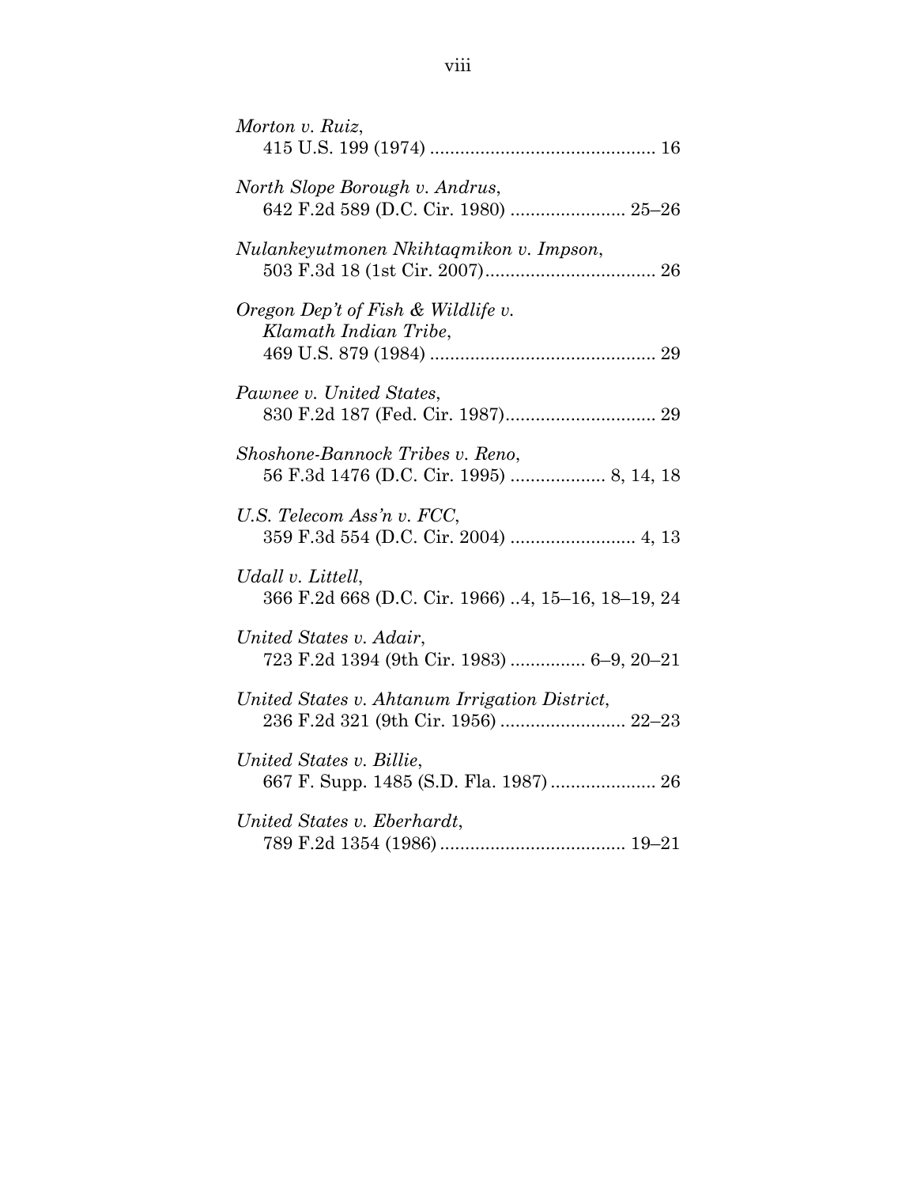*Morton v. Ruiz*,
415 U.S. 199 (1974) ............................................ 16

*North Slope Borough v. Andrus*,
642 F.2d 589 (D.C. Cir. 1980) ....................... 25–26

*Nulankeyutmonen Nkihtaqmikon v. Impson*,
503 F.3d 18 (1st Cir. 2007).................................. 26

*Oregon Dep't of Fish & Wildlife v. Klamath Indian Tribe*,
469 U.S. 879 (1984) ............................................. 29

*Pawnee v. United States*,
830 F.2d 187 (Fed. Cir. 1987).............................. 29

*Shoshone-Bannock Tribes v. Reno*,
56 F.3d 1476 (D.C. Cir. 1995) ................... 8, 14, 18

*U.S. Telecom Ass'n v. FCC*,
359 F.3d 554 (D.C. Cir. 2004) ......................... 4, 13

*Udall v. Littell*,
366 F.2d 668 (D.C. Cir. 1966) ..4, 15–16, 18–19, 24

*United States v. Adair*,
723 F.2d 1394 (9th Cir. 1983) ............... 6–9, 20–21

*United States v. Ahtanum Irrigation District*,
236 F.2d 321 (9th Cir. 1956) ......................... 22–23

*United States v. Billie*,
667 F. Supp. 1485 (S.D. Fla. 1987) ..................... 26

*United States v. Eberhardt*,
789 F.2d 1354 (1986) ..................................... 19–21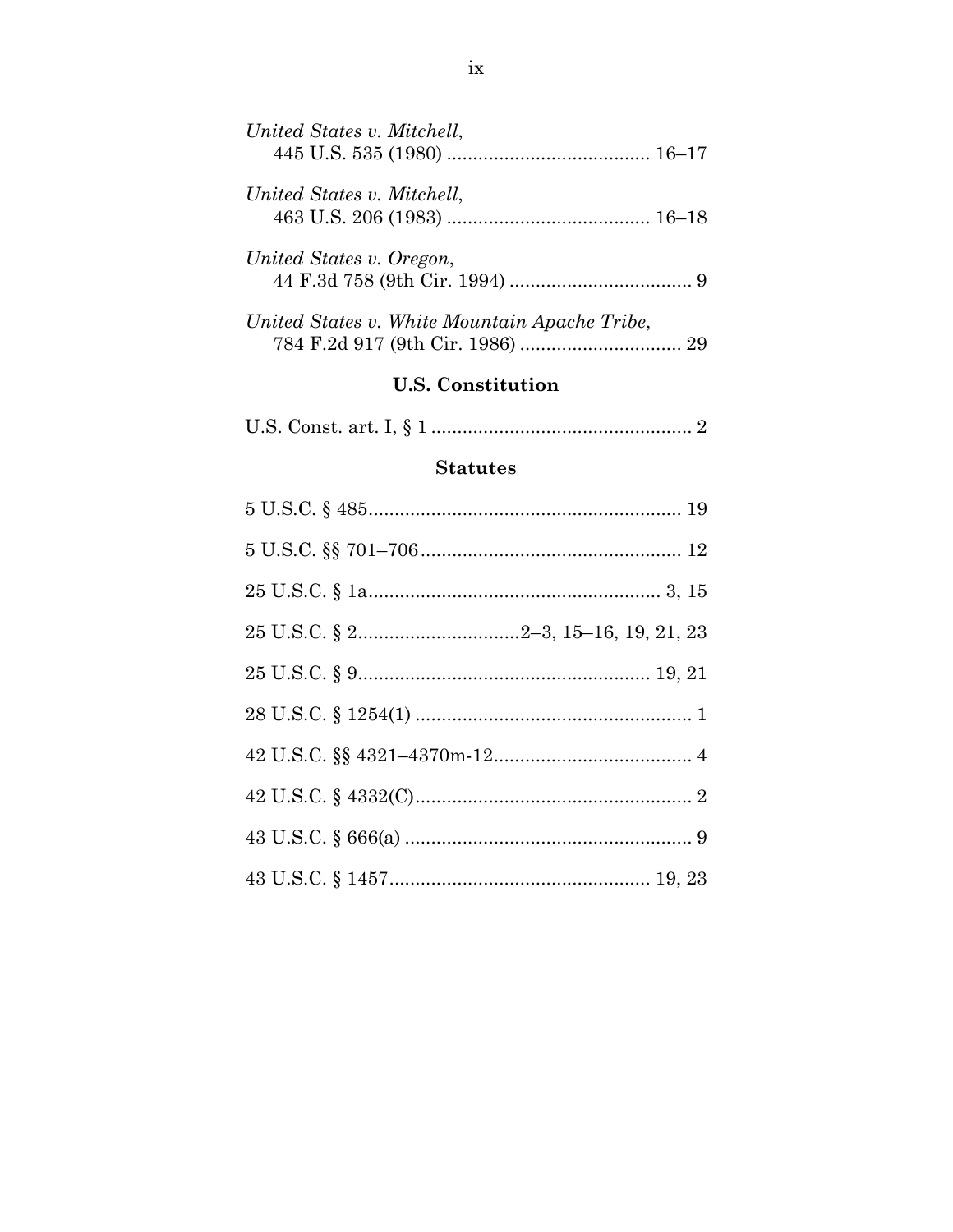*United States v. Mitchell*,
445 U.S. 535 (1980) ...................................... 16–17

*United States v. Mitchell*,
463 U.S. 206 (1983) ...................................... 16–18

*United States v. Oregon*,
44 F.3d 758 (9th Cir. 1994) .................................. 9

*United States v. White Mountain Apache Tribe*,
784 F.2d 917 (9th Cir. 1986) .............................. 29

### U.S. Constitution

U.S. Const. art. I, § 1 ................................................. 2

### Statutes

5 U.S.C. § 485........................................................... 19

5 U.S.C. §§ 701–706................................................. 12

25 U.S.C. § 1a....................................................... 3, 15

25 U.S.C. § 2..............................2–3, 15–16, 19, 21, 23

25 U.S.C. § 9....................................................... 19, 21

28 U.S.C. § 1254(1) .................................................... 1

42 U.S.C. §§ 4321–4370m-12...................................... 4

42 U.S.C. § 4332(C).................................................... 2

43 U.S.C. § 666(a) ...................................................... 9

43 U.S.C. § 1457................................................. 19, 23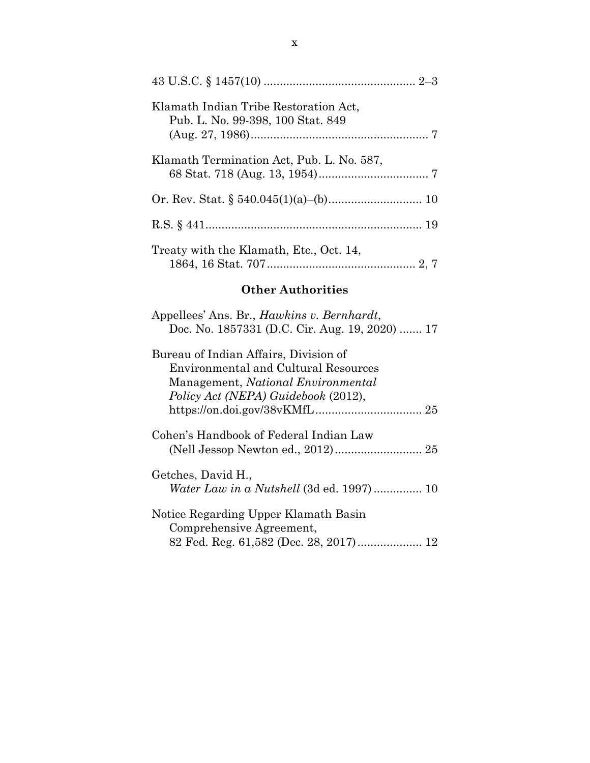43 U.S.C. § 1457(10) .............................................. 2–3

Klamath Indian Tribe Restoration Act,
Pub. L. No. 99-398, 100 Stat. 849
(Aug. 27, 1986)....................................................... 7

Klamath Termination Act, Pub. L. No. 587,
68 Stat. 718 (Aug. 13, 1954).................................. 7

Or. Rev. Stat. § 540.045(1)(a)–(b)............................ 10

R.S. § 441.................................................................. 19

Treaty with the Klamath, Etc., Oct. 14,
1864, 16 Stat. 707............................................. 2, 7

## Other Authorities

Appellees' Ans. Br., *Hawkins v. Bernhardt*,
Doc. No. 1857331 (D.C. Cir. Aug. 19, 2020) ....... 17

Bureau of Indian Affairs, Division of
Environmental and Cultural Resources
Management, *National Environmental
Policy Act (NEPA) Guidebook* (2012),
https://on.doi.gov/38vKMfL................................. 25

Cohen's Handbook of Federal Indian Law
(Nell Jessop Newton ed., 2012)........................... 25

Getches, David H.,
*Water Law in a Nutshell* (3d ed. 1997)............... 10

Notice Regarding Upper Klamath Basin
Comprehensive Agreement,
82 Fed. Reg. 61,582 (Dec. 28, 2017).................... 12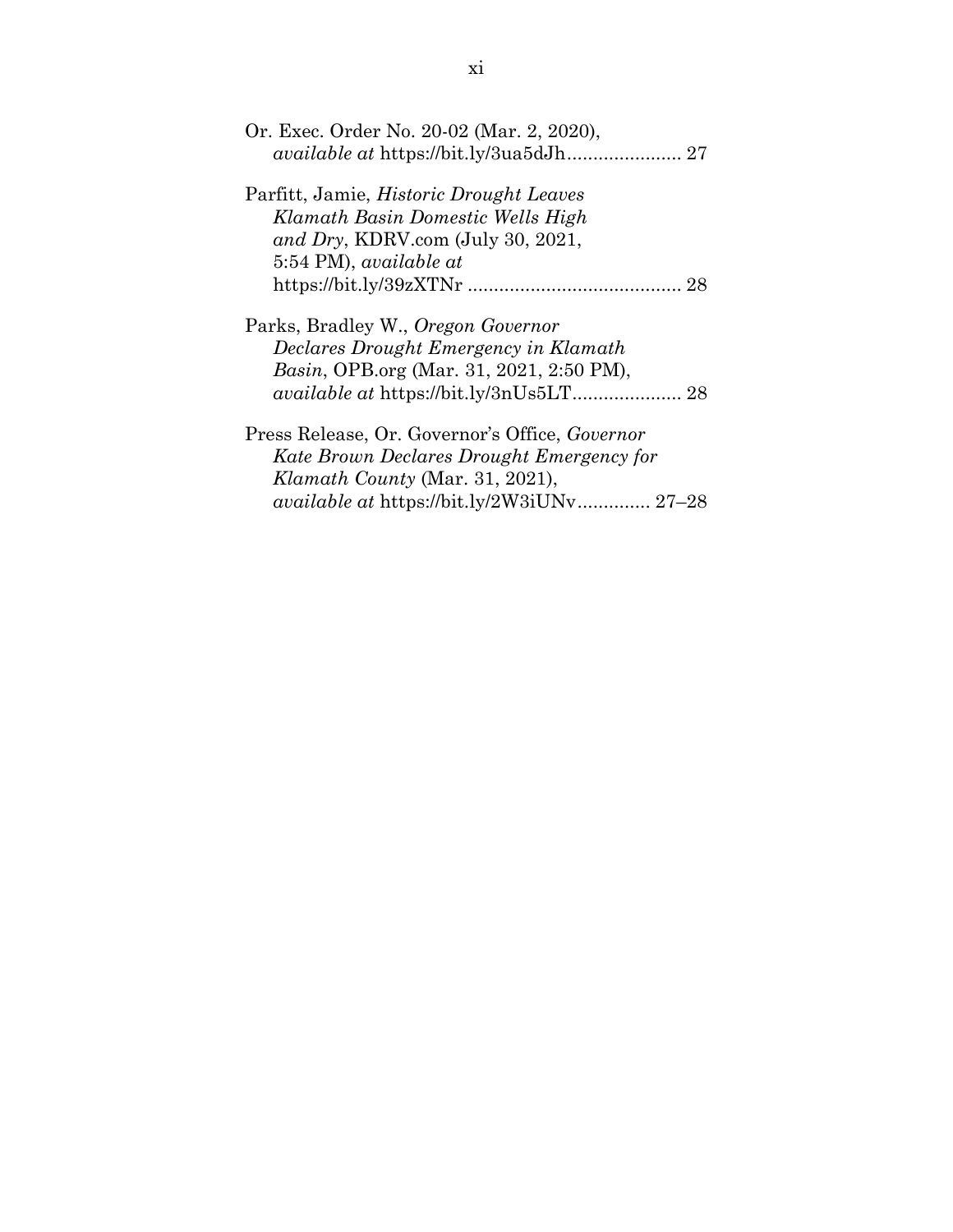Or. Exec. Order No. 20-02 (Mar. 2, 2020), *available at* https://bit.ly/3ua5dJh...................... 27

Parfitt, Jamie, *Historic Drought Leaves Klamath Basin Domestic Wells High and Dry*, KDRV.com (July 30, 2021, 5:54 PM), *available at* https://bit.ly/39zXTNr ......................................... 28

Parks, Bradley W., *Oregon Governor Declares Drought Emergency in Klamath Basin*, OPB.org (Mar. 31, 2021, 2:50 PM), *available at* https://bit.ly/3nUs5LT..................... 28

Press Release, Or. Governor's Office, *Governor Kate Brown Declares Drought Emergency for Klamath County* (Mar. 31, 2021), *available at* https://bit.ly/2W3iUNv.............. 27–28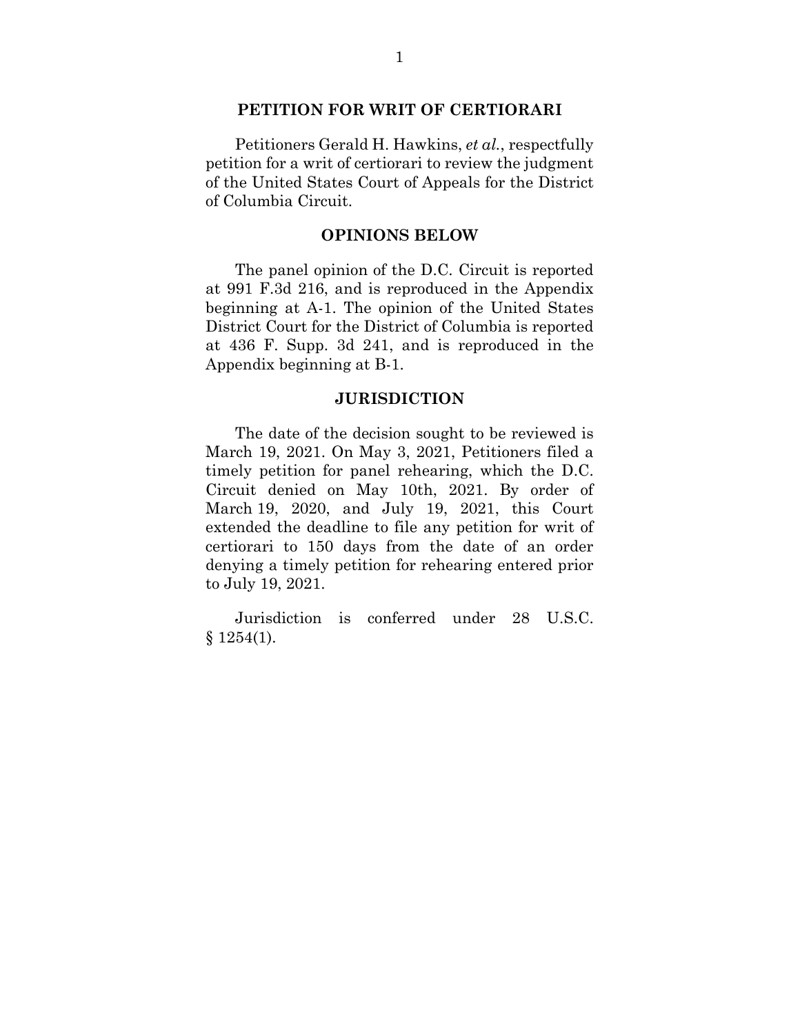## PETITION FOR WRIT OF CERTIORARI

Petitioners Gerald H. Hawkins, *et al.*, respectfully petition for a writ of certiorari to review the judgment of the United States Court of Appeals for the District of Columbia Circuit.

## OPINIONS BELOW

The panel opinion of the D.C. Circuit is reported at 991 F.3d 216, and is reproduced in the Appendix beginning at A-1. The opinion of the United States District Court for the District of Columbia is reported at 436 F. Supp. 3d 241, and is reproduced in the Appendix beginning at B-1.

## JURISDICTION

The date of the decision sought to be reviewed is March 19, 2021. On May 3, 2021, Petitioners filed a timely petition for panel rehearing, which the D.C. Circuit denied on May 10th, 2021. By order of March 19, 2020, and July 19, 2021, this Court extended the deadline to file any petition for writ of certiorari to 150 days from the date of an order denying a timely petition for rehearing entered prior to July 19, 2021.

Jurisdiction is conferred under 28 U.S.C. § 1254(1).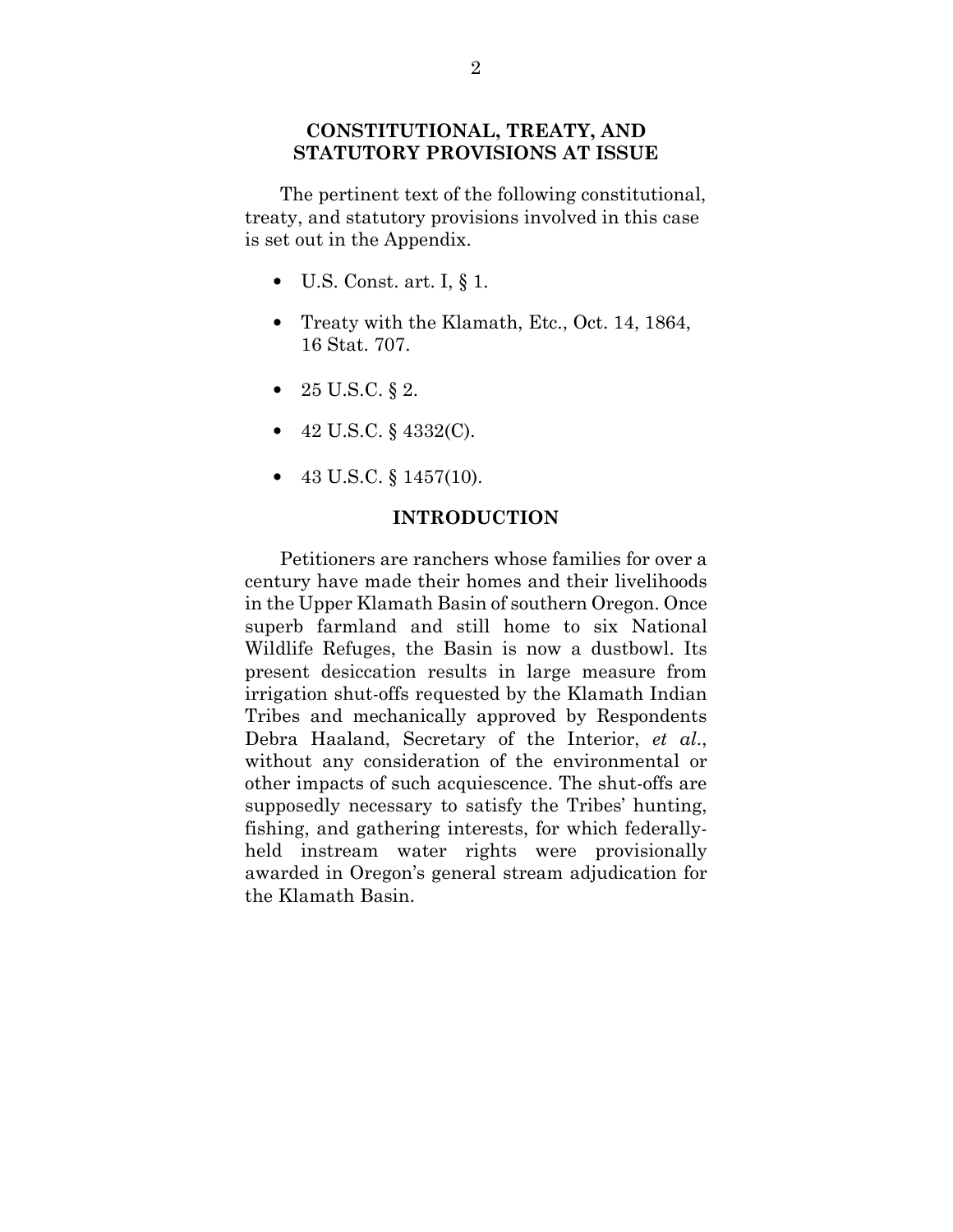## CONSTITUTIONAL, TREATY, AND STATUTORY PROVISIONS AT ISSUE

The pertinent text of the following constitutional, treaty, and statutory provisions involved in this case is set out in the Appendix.

- U.S. Const. art. I, § 1.
- Treaty with the Klamath, Etc., Oct. 14, 1864, 16 Stat. 707.
- 25 U.S.C. § 2.
- 42 U.S.C. § 4332(C).
- 43 U.S.C. § 1457(10).

## INTRODUCTION

Petitioners are ranchers whose families for over a century have made their homes and their livelihoods in the Upper Klamath Basin of southern Oregon. Once superb farmland and still home to six National Wildlife Refuges, the Basin is now a dustbowl. Its present desiccation results in large measure from irrigation shut-offs requested by the Klamath Indian Tribes and mechanically approved by Respondents Debra Haaland, Secretary of the Interior, *et al*., without any consideration of the environmental or other impacts of such acquiescence. The shut-offs are supposedly necessary to satisfy the Tribes' hunting, fishing, and gathering interests, for which federally-held instream water rights were provisionally awarded in Oregon's general stream adjudication for the Klamath Basin.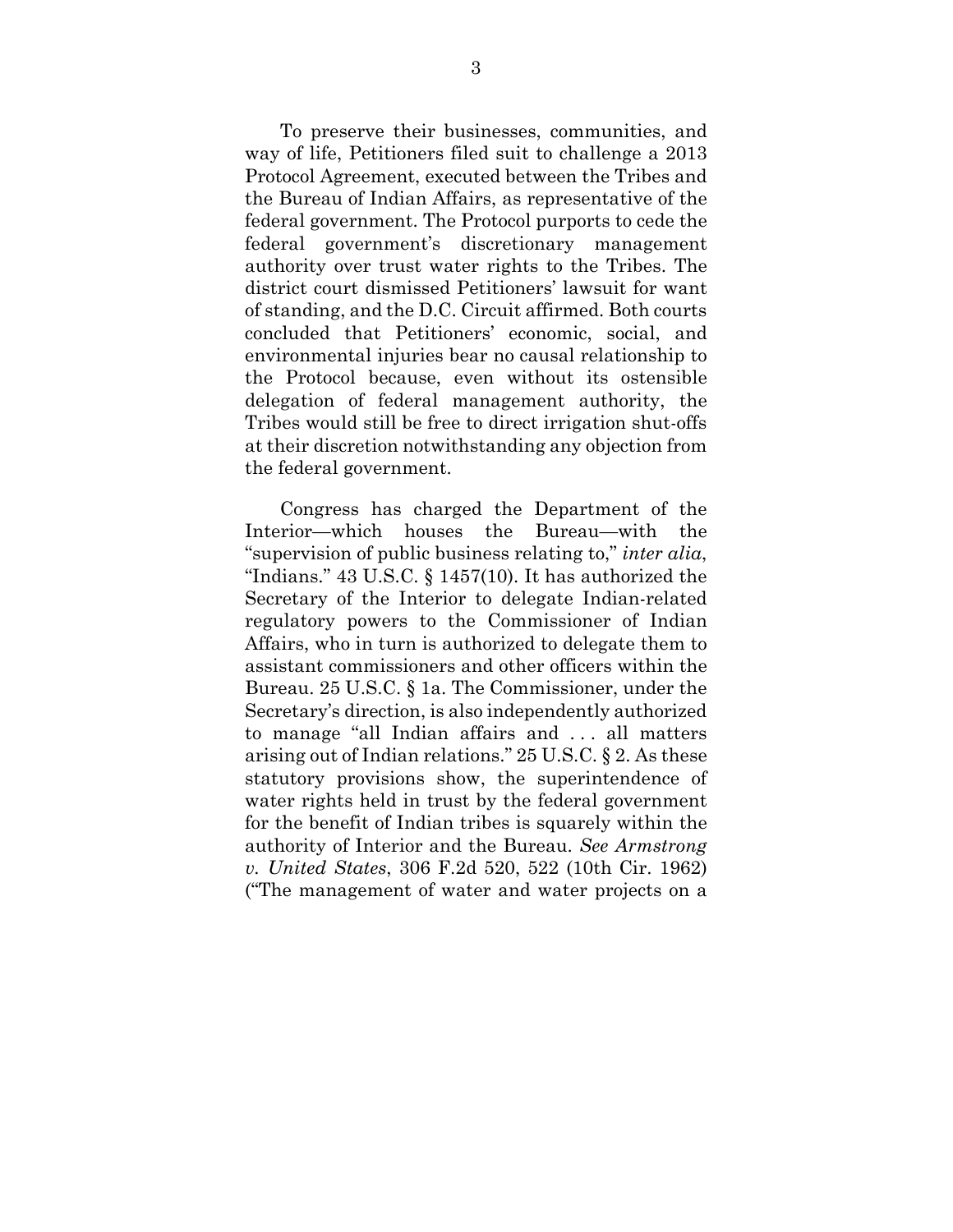To preserve their businesses, communities, and way of life, Petitioners filed suit to challenge a 2013 Protocol Agreement, executed between the Tribes and the Bureau of Indian Affairs, as representative of the federal government. The Protocol purports to cede the federal government's discretionary management authority over trust water rights to the Tribes. The district court dismissed Petitioners' lawsuit for want of standing, and the D.C. Circuit affirmed. Both courts concluded that Petitioners' economic, social, and environmental injuries bear no causal relationship to the Protocol because, even without its ostensible delegation of federal management authority, the Tribes would still be free to direct irrigation shut-offs at their discretion notwithstanding any objection from the federal government.

Congress has charged the Department of the Interior—which houses the Bureau—with the "supervision of public business relating to," *inter alia*, "Indians." 43 U.S.C. § 1457(10). It has authorized the Secretary of the Interior to delegate Indian-related regulatory powers to the Commissioner of Indian Affairs, who in turn is authorized to delegate them to assistant commissioners and other officers within the Bureau. 25 U.S.C. § 1a. The Commissioner, under the Secretary's direction, is also independently authorized to manage "all Indian affairs and . . . all matters arising out of Indian relations." 25 U.S.C. § 2. As these statutory provisions show, the superintendence of water rights held in trust by the federal government for the benefit of Indian tribes is squarely within the authority of Interior and the Bureau. *See Armstrong v. United States*, 306 F.2d 520, 522 (10th Cir. 1962) ("The management of water and water projects on a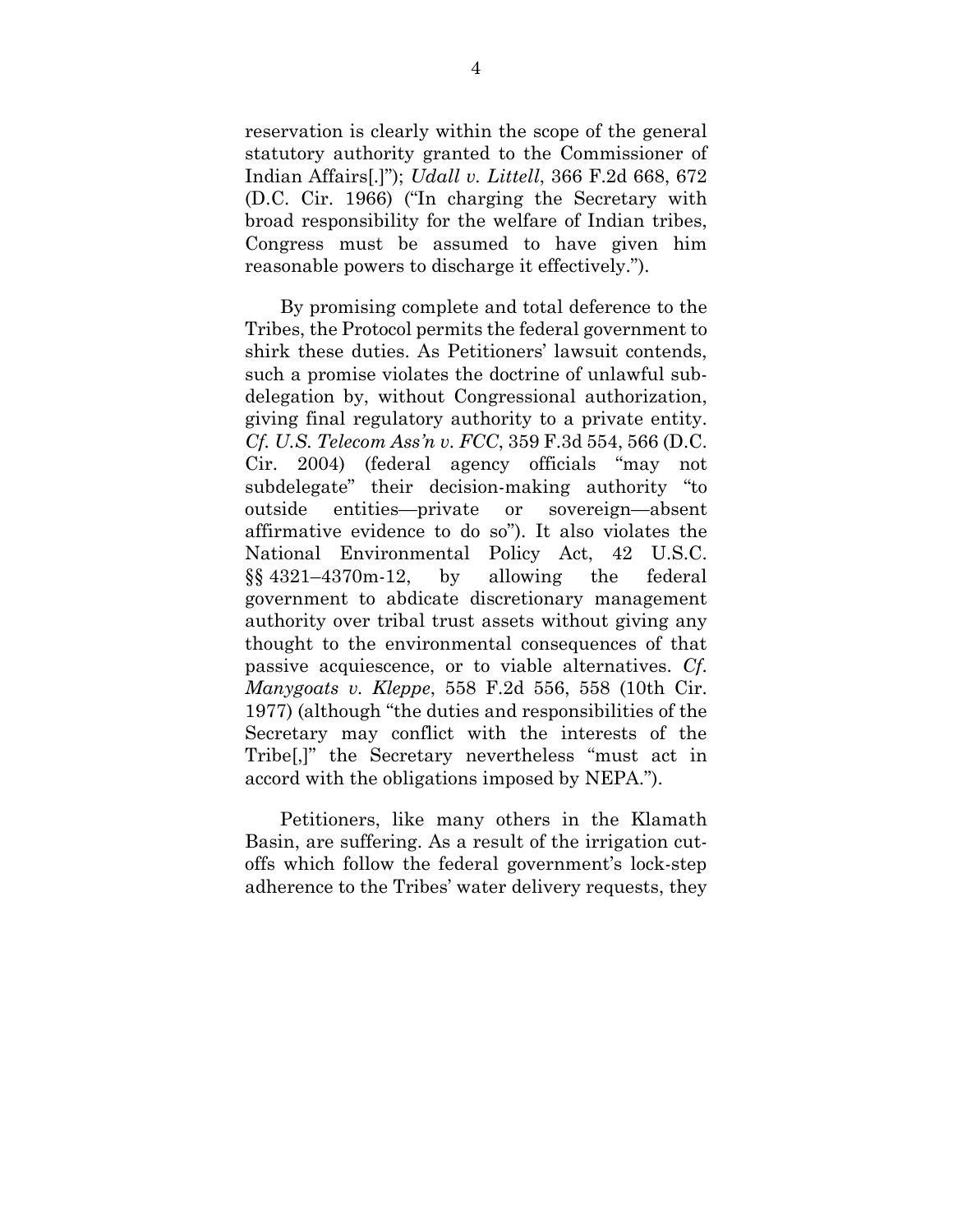reservation is clearly within the scope of the general statutory authority granted to the Commissioner of Indian Affairs[.]"); *Udall v. Littell*, 366 F.2d 668, 672 (D.C. Cir. 1966) ("In charging the Secretary with broad responsibility for the welfare of Indian tribes, Congress must be assumed to have given him reasonable powers to discharge it effectively.").

By promising complete and total deference to the Tribes, the Protocol permits the federal government to shirk these duties. As Petitioners' lawsuit contends, such a promise violates the doctrine of unlawful sub-delegation by, without Congressional authorization, giving final regulatory authority to a private entity. *Cf. U.S. Telecom Ass'n v. FCC*, 359 F.3d 554, 566 (D.C. Cir. 2004) (federal agency officials "may not subdelegate" their decision-making authority "to outside entities—private or sovereign—absent affirmative evidence to do so"). It also violates the National Environmental Policy Act, 42 U.S.C. §§ 4321–4370m-12, by allowing the federal government to abdicate discretionary management authority over tribal trust assets without giving any thought to the environmental consequences of that passive acquiescence, or to viable alternatives. *Cf. Manygoats v. Kleppe*, 558 F.2d 556, 558 (10th Cir. 1977) (although "the duties and responsibilities of the Secretary may conflict with the interests of the Tribe[,]" the Secretary nevertheless "must act in accord with the obligations imposed by NEPA.").

Petitioners, like many others in the Klamath Basin, are suffering. As a result of the irrigation cut-offs which follow the federal government's lock-step adherence to the Tribes' water delivery requests, they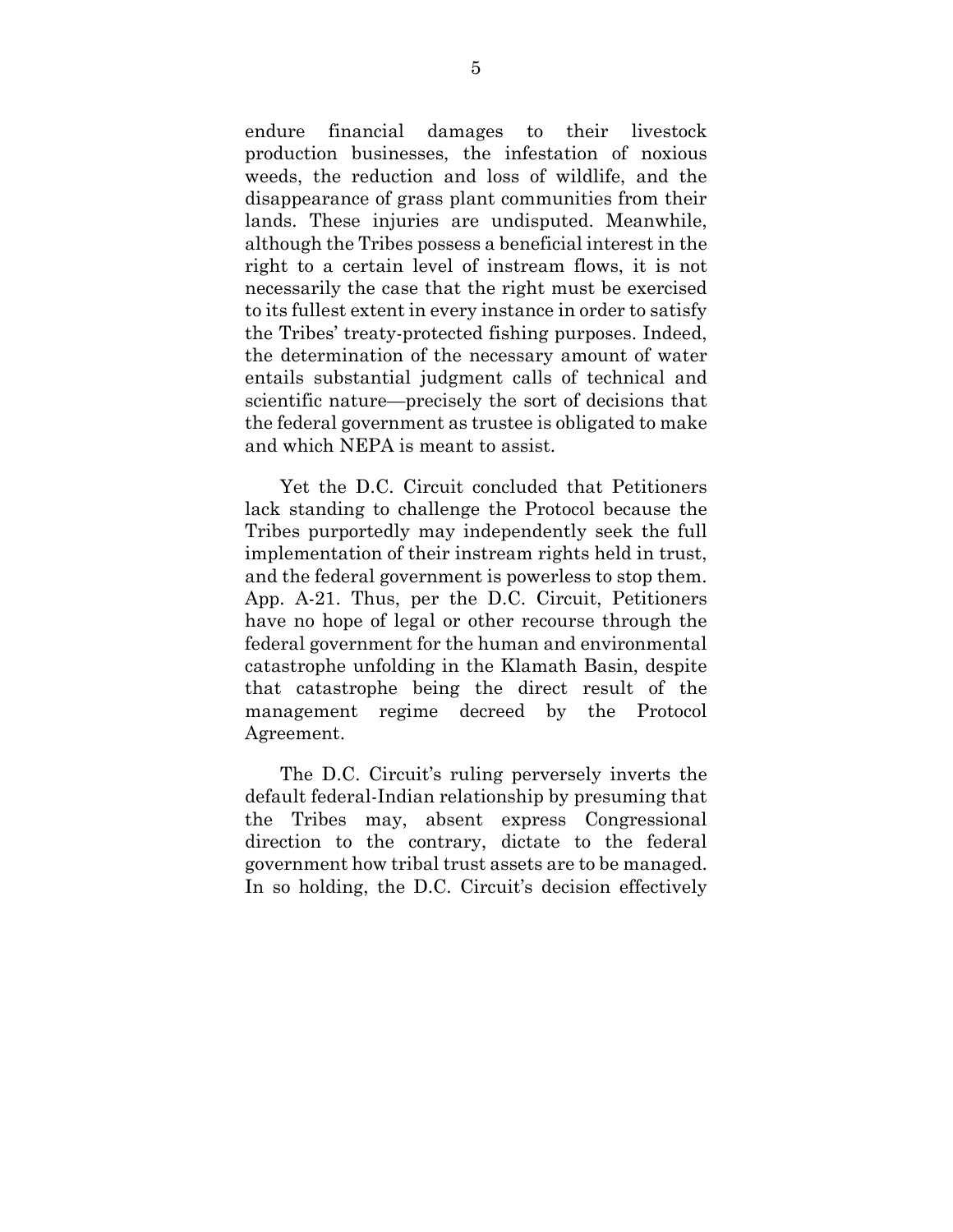endure financial damages to their livestock production businesses, the infestation of noxious weeds, the reduction and loss of wildlife, and the disappearance of grass plant communities from their lands. These injuries are undisputed. Meanwhile, although the Tribes possess a beneficial interest in the right to a certain level of instream flows, it is not necessarily the case that the right must be exercised to its fullest extent in every instance in order to satisfy the Tribes' treaty-protected fishing purposes. Indeed, the determination of the necessary amount of water entails substantial judgment calls of technical and scientific nature—precisely the sort of decisions that the federal government as trustee is obligated to make and which NEPA is meant to assist.

Yet the D.C. Circuit concluded that Petitioners lack standing to challenge the Protocol because the Tribes purportedly may independently seek the full implementation of their instream rights held in trust, and the federal government is powerless to stop them. App. A-21. Thus, per the D.C. Circuit, Petitioners have no hope of legal or other recourse through the federal government for the human and environmental catastrophe unfolding in the Klamath Basin, despite that catastrophe being the direct result of the management regime decreed by the Protocol Agreement.

The D.C. Circuit's ruling perversely inverts the default federal-Indian relationship by presuming that the Tribes may, absent express Congressional direction to the contrary, dictate to the federal government how tribal trust assets are to be managed. In so holding, the D.C. Circuit's decision effectively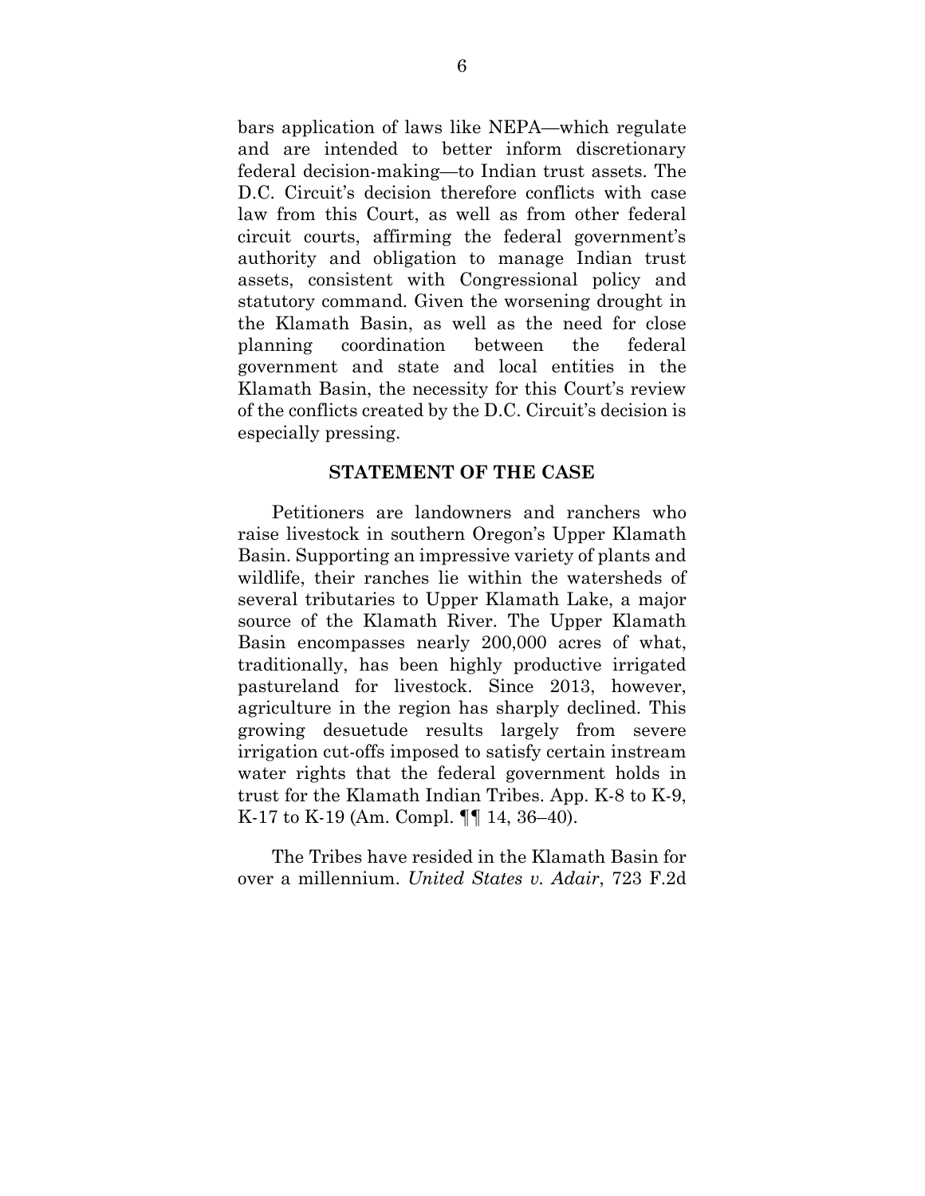bars application of laws like NEPA—which regulate and are intended to better inform discretionary federal decision-making—to Indian trust assets. The D.C. Circuit's decision therefore conflicts with case law from this Court, as well as from other federal circuit courts, affirming the federal government's authority and obligation to manage Indian trust assets, consistent with Congressional policy and statutory command. Given the worsening drought in the Klamath Basin, as well as the need for close planning coordination between the federal government and state and local entities in the Klamath Basin, the necessity for this Court's review of the conflicts created by the D.C. Circuit's decision is especially pressing.

## STATEMENT OF THE CASE

Petitioners are landowners and ranchers who raise livestock in southern Oregon's Upper Klamath Basin. Supporting an impressive variety of plants and wildlife, their ranches lie within the watersheds of several tributaries to Upper Klamath Lake, a major source of the Klamath River. The Upper Klamath Basin encompasses nearly 200,000 acres of what, traditionally, has been highly productive irrigated pastureland for livestock. Since 2013, however, agriculture in the region has sharply declined. This growing desuetude results largely from severe irrigation cut-offs imposed to satisfy certain instream water rights that the federal government holds in trust for the Klamath Indian Tribes. App. K-8 to K-9, K-17 to K-19 (Am. Compl. ¶¶ 14, 36–40).

The Tribes have resided in the Klamath Basin for over a millennium. *United States v. Adair*, 723 F.2d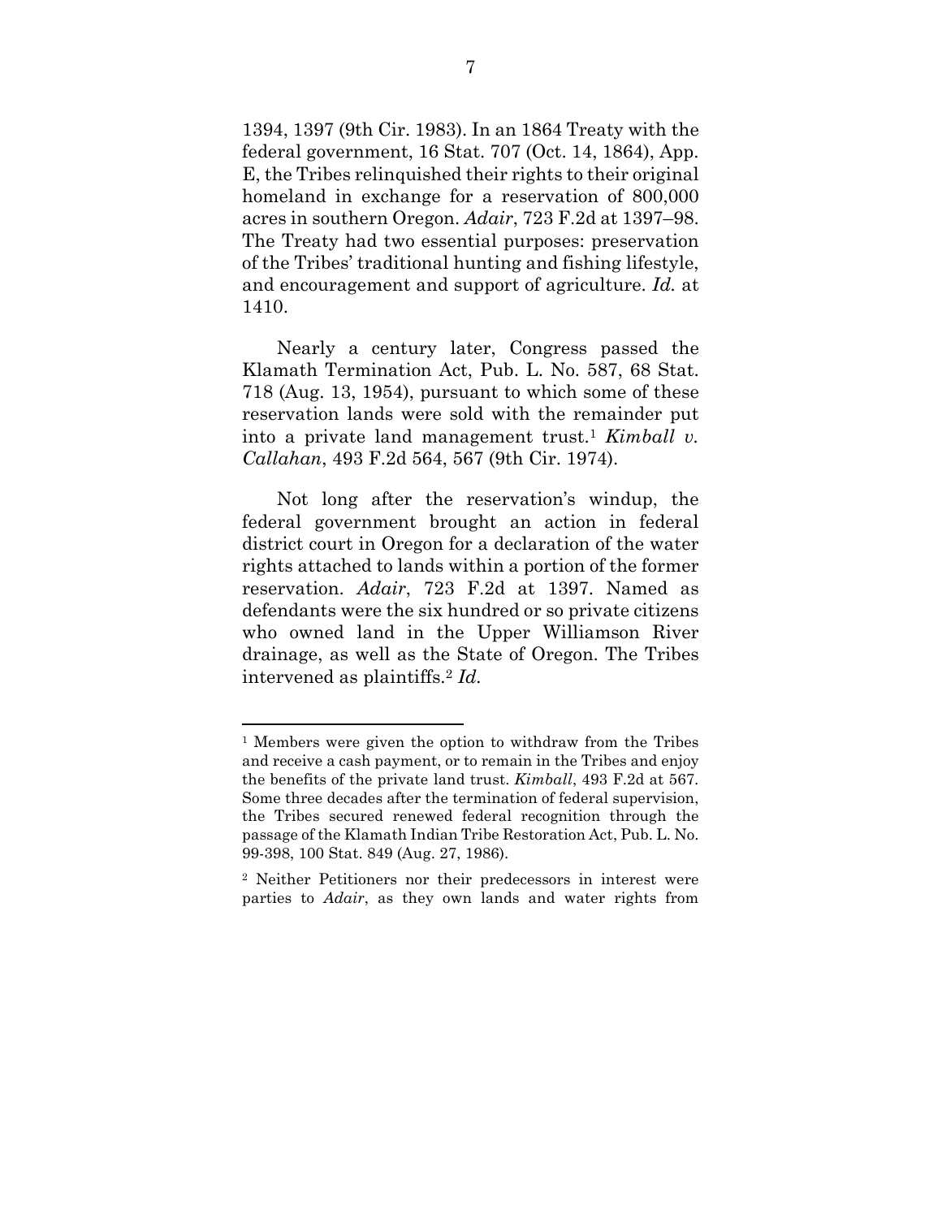1394, 1397 (9th Cir. 1983). In an 1864 Treaty with the federal government, 16 Stat. 707 (Oct. 14, 1864), App. E, the Tribes relinquished their rights to their original homeland in exchange for a reservation of 800,000 acres in southern Oregon. *Adair*, 723 F.2d at 1397–98. The Treaty had two essential purposes: preservation of the Tribes' traditional hunting and fishing lifestyle, and encouragement and support of agriculture. *Id.* at 1410.

Nearly a century later, Congress passed the Klamath Termination Act, Pub. L. No. 587, 68 Stat. 718 (Aug. 13, 1954), pursuant to which some of these reservation lands were sold with the remainder put into a private land management trust.[1] *Kimball v. Callahan*, 493 F.2d 564, 567 (9th Cir. 1974).

Not long after the reservation's windup, the federal government brought an action in federal district court in Oregon for a declaration of the water rights attached to lands within a portion of the former reservation. *Adair*, 723 F.2d at 1397. Named as defendants were the six hundred or so private citizens who owned land in the Upper Williamson River drainage, as well as the State of Oregon. The Tribes intervened as plaintiffs.[2] *Id.*

---

[1] Members were given the option to withdraw from the Tribes and receive a cash payment, or to remain in the Tribes and enjoy the benefits of the private land trust. *Kimball*, 493 F.2d at 567. Some three decades after the termination of federal supervision, the Tribes secured renewed federal recognition through the passage of the Klamath Indian Tribe Restoration Act, Pub. L. No. 99-398, 100 Stat. 849 (Aug. 27, 1986).

[2] Neither Petitioners nor their predecessors in interest were parties to *Adair*, as they own lands and water rights from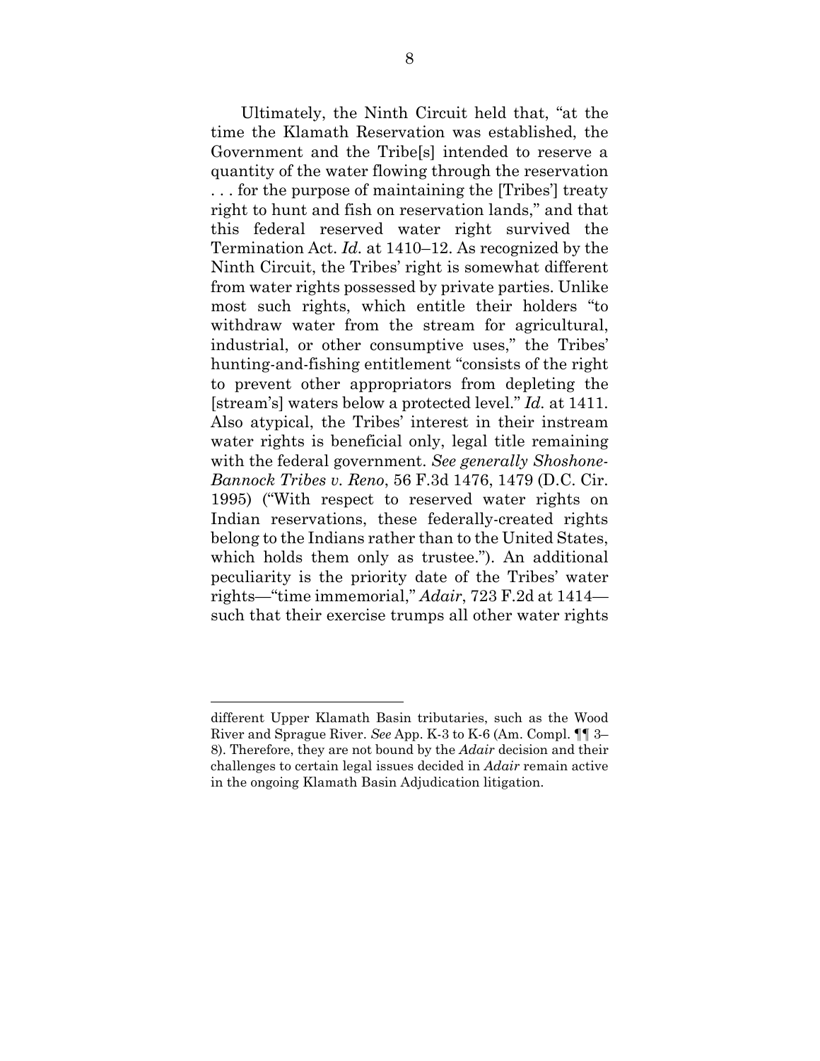Ultimately, the Ninth Circuit held that, "at the time the Klamath Reservation was established, the Government and the Tribe[s] intended to reserve a quantity of the water flowing through the reservation . . . for the purpose of maintaining the [Tribes'] treaty right to hunt and fish on reservation lands," and that this federal reserved water right survived the Termination Act. *Id.* at 1410–12. As recognized by the Ninth Circuit, the Tribes' right is somewhat different from water rights possessed by private parties. Unlike most such rights, which entitle their holders "to withdraw water from the stream for agricultural, industrial, or other consumptive uses," the Tribes' hunting-and-fishing entitlement "consists of the right to prevent other appropriators from depleting the [stream's] waters below a protected level." *Id.* at 1411. Also atypical, the Tribes' interest in their instream water rights is beneficial only, legal title remaining with the federal government. *See generally Shoshone-Bannock Tribes v. Reno*, 56 F.3d 1476, 1479 (D.C. Cir. 1995) ("With respect to reserved water rights on Indian reservations, these federally-created rights belong to the Indians rather than to the United States, which holds them only as trustee."). An additional peculiarity is the priority date of the Tribes' water rights—"time immemorial," *Adair*, 723 F.2d at 1414—such that their exercise trumps all other water rights

---

different Upper Klamath Basin tributaries, such as the Wood River and Sprague River. *See* App. K-3 to K-6 (Am. Compl. ¶¶ 3–8). Therefore, they are not bound by the *Adair* decision and their challenges to certain legal issues decided in *Adair* remain active in the ongoing Klamath Basin Adjudication litigation.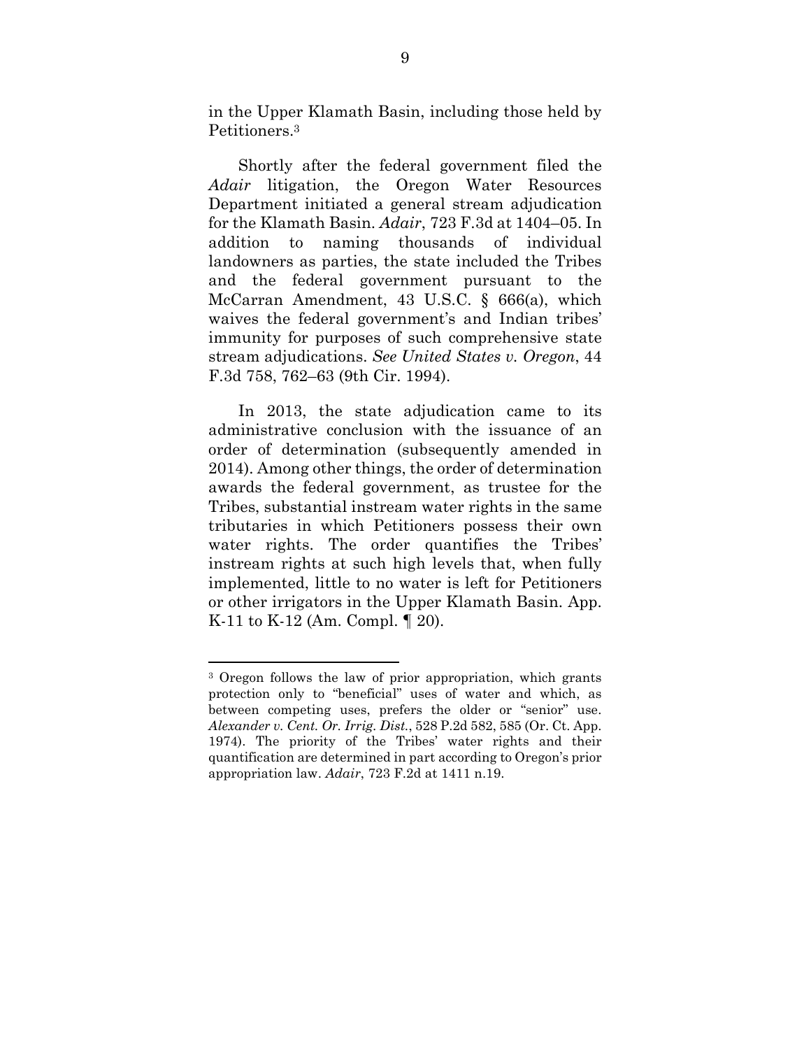in the Upper Klamath Basin, including those held by Petitioners.[3]

Shortly after the federal government filed the *Adair* litigation, the Oregon Water Resources Department initiated a general stream adjudication for the Klamath Basin. *Adair*, 723 F.3d at 1404–05. In addition to naming thousands of individual landowners as parties, the state included the Tribes and the federal government pursuant to the McCarran Amendment, 43 U.S.C. § 666(a), which waives the federal government's and Indian tribes' immunity for purposes of such comprehensive state stream adjudications. *See United States v. Oregon*, 44 F.3d 758, 762–63 (9th Cir. 1994).

In 2013, the state adjudication came to its administrative conclusion with the issuance of an order of determination (subsequently amended in 2014). Among other things, the order of determination awards the federal government, as trustee for the Tribes, substantial instream water rights in the same tributaries in which Petitioners possess their own water rights. The order quantifies the Tribes' instream rights at such high levels that, when fully implemented, little to no water is left for Petitioners or other irrigators in the Upper Klamath Basin. App. K-11 to K-12 (Am. Compl. ¶ 20).

---

[3] Oregon follows the law of prior appropriation, which grants protection only to "beneficial" uses of water and which, as between competing uses, prefers the older or "senior" use. *Alexander v. Cent. Or. Irrig. Dist.*, 528 P.2d 582, 585 (Or. Ct. App. 1974). The priority of the Tribes' water rights and their quantification are determined in part according to Oregon's prior appropriation law. *Adair*, 723 F.2d at 1411 n.19.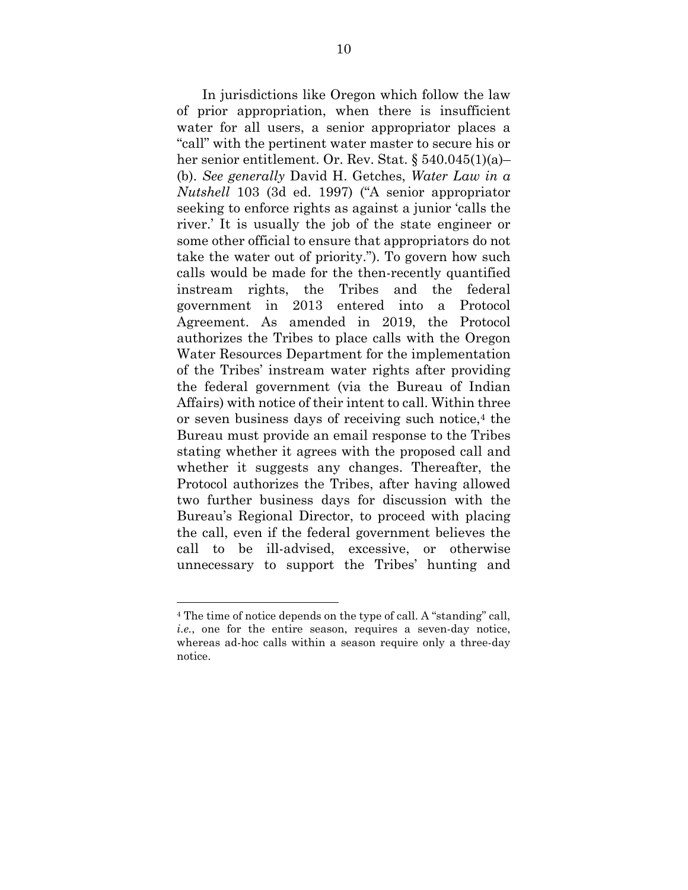In jurisdictions like Oregon which follow the law of prior appropriation, when there is insufficient water for all users, a senior appropriator places a "call" with the pertinent water master to secure his or her senior entitlement. Or. Rev. Stat. § 540.045(1)(a)–(b). *See generally* David H. Getches, *Water Law in a Nutshell* 103 (3d ed. 1997) ("A senior appropriator seeking to enforce rights as against a junior 'calls the river.' It is usually the job of the state engineer or some other official to ensure that appropriators do not take the water out of priority."). To govern how such calls would be made for the then-recently quantified instream rights, the Tribes and the federal government in 2013 entered into a Protocol Agreement. As amended in 2019, the Protocol authorizes the Tribes to place calls with the Oregon Water Resources Department for the implementation of the Tribes' instream water rights after providing the federal government (via the Bureau of Indian Affairs) with notice of their intent to call. Within three or seven business days of receiving such notice,[4] the Bureau must provide an email response to the Tribes stating whether it agrees with the proposed call and whether it suggests any changes. Thereafter, the Protocol authorizes the Tribes, after having allowed two further business days for discussion with the Bureau's Regional Director, to proceed with placing the call, even if the federal government believes the call to be ill-advised, excessive, or otherwise unnecessary to support the Tribes' hunting and

---

[4] The time of notice depends on the type of call. A "standing" call, *i.e.*, one for the entire season, requires a seven-day notice, whereas ad-hoc calls within a season require only a three-day notice.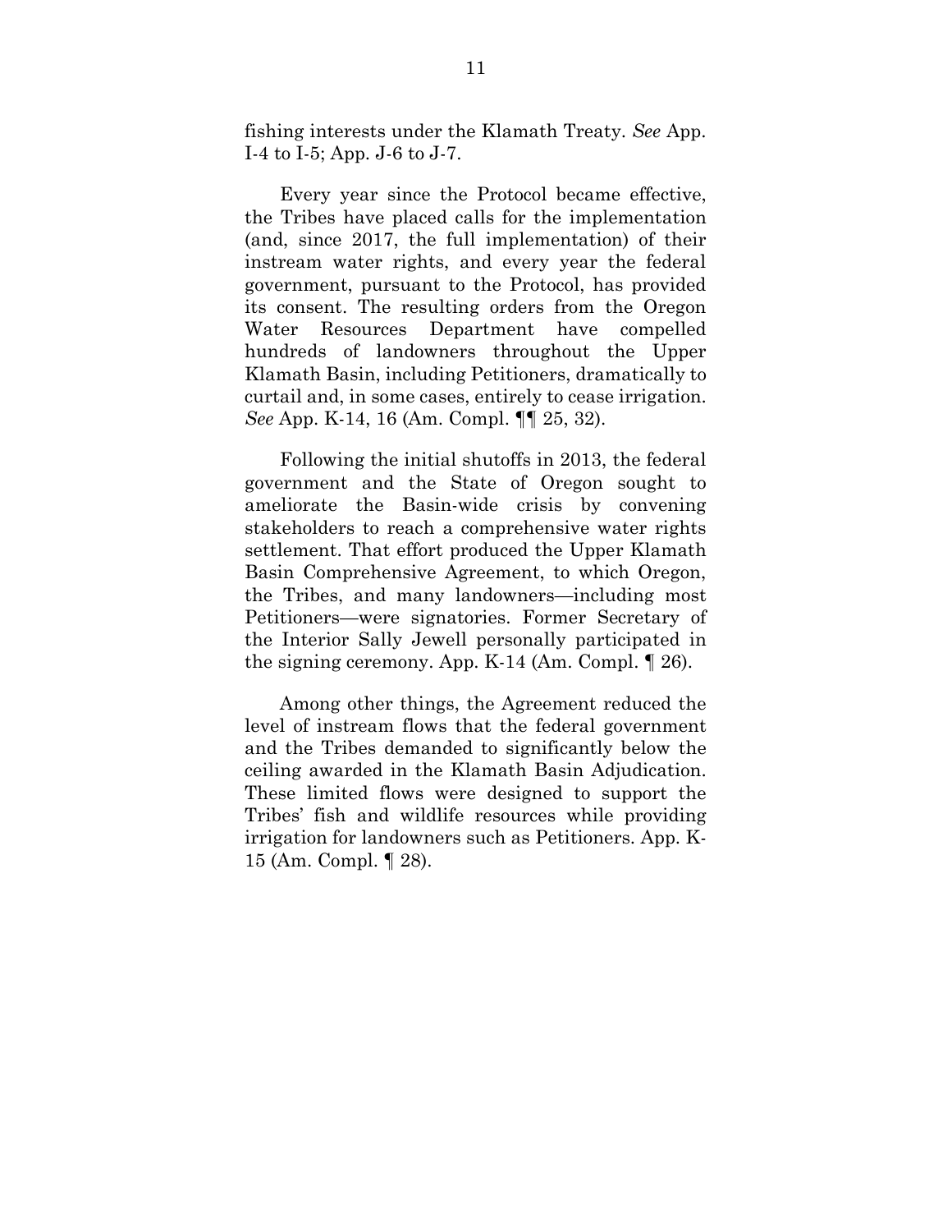fishing interests under the Klamath Treaty. *See* App. I-4 to I-5; App. J-6 to J-7.

Every year since the Protocol became effective, the Tribes have placed calls for the implementation (and, since 2017, the full implementation) of their instream water rights, and every year the federal government, pursuant to the Protocol, has provided its consent. The resulting orders from the Oregon Water Resources Department have compelled hundreds of landowners throughout the Upper Klamath Basin, including Petitioners, dramatically to curtail and, in some cases, entirely to cease irrigation. *See* App. K-14, 16 (Am. Compl. ¶¶ 25, 32).

Following the initial shutoffs in 2013, the federal government and the State of Oregon sought to ameliorate the Basin-wide crisis by convening stakeholders to reach a comprehensive water rights settlement. That effort produced the Upper Klamath Basin Comprehensive Agreement, to which Oregon, the Tribes, and many landowners—including most Petitioners—were signatories. Former Secretary of the Interior Sally Jewell personally participated in the signing ceremony. App. K-14 (Am. Compl. ¶ 26).

Among other things, the Agreement reduced the level of instream flows that the federal government and the Tribes demanded to significantly below the ceiling awarded in the Klamath Basin Adjudication. These limited flows were designed to support the Tribes' fish and wildlife resources while providing irrigation for landowners such as Petitioners. App. K-15 (Am. Compl. ¶ 28).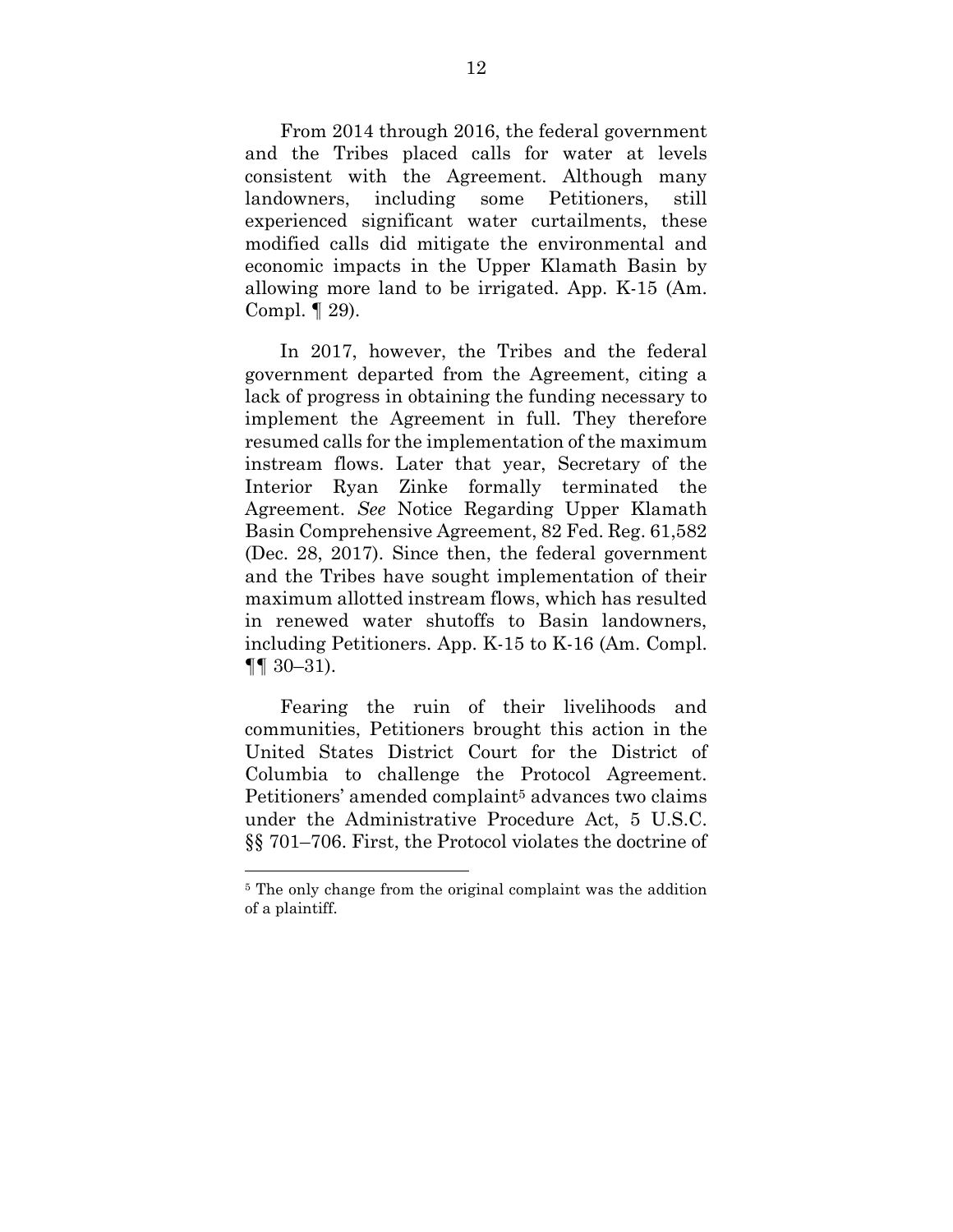From 2014 through 2016, the federal government and the Tribes placed calls for water at levels consistent with the Agreement. Although many landowners, including some Petitioners, still experienced significant water curtailments, these modified calls did mitigate the environmental and economic impacts in the Upper Klamath Basin by allowing more land to be irrigated. App. K-15 (Am. Compl. ¶ 29).

In 2017, however, the Tribes and the federal government departed from the Agreement, citing a lack of progress in obtaining the funding necessary to implement the Agreement in full. They therefore resumed calls for the implementation of the maximum instream flows. Later that year, Secretary of the Interior Ryan Zinke formally terminated the Agreement. *See* Notice Regarding Upper Klamath Basin Comprehensive Agreement, 82 Fed. Reg. 61,582 (Dec. 28, 2017). Since then, the federal government and the Tribes have sought implementation of their maximum allotted instream flows, which has resulted in renewed water shutoffs to Basin landowners, including Petitioners. App. K-15 to K-16 (Am. Compl. ¶¶ 30–31).

Fearing the ruin of their livelihoods and communities, Petitioners brought this action in the United States District Court for the District of Columbia to challenge the Protocol Agreement. Petitioners' amended complaint[5] advances two claims under the Administrative Procedure Act, 5 U.S.C. §§ 701–706. First, the Protocol violates the doctrine of

[5] The only change from the original complaint was the addition of a plaintiff.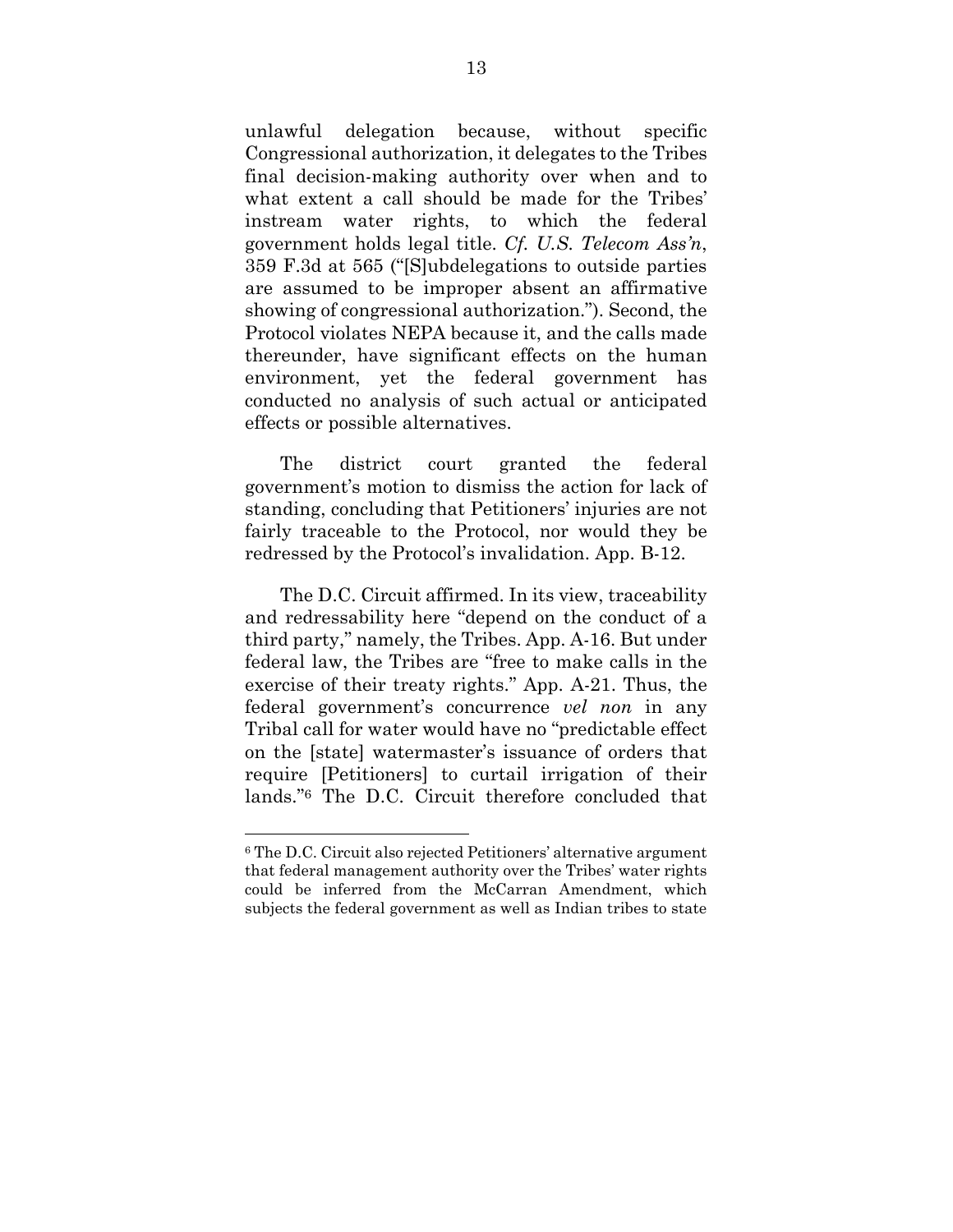unlawful delegation because, without specific Congressional authorization, it delegates to the Tribes final decision-making authority over when and to what extent a call should be made for the Tribes' instream water rights, to which the federal government holds legal title. *Cf. U.S. Telecom Ass'n*, 359 F.3d at 565 ("[S]ubdelegations to outside parties are assumed to be improper absent an affirmative showing of congressional authorization."). Second, the Protocol violates NEPA because it, and the calls made thereunder, have significant effects on the human environment, yet the federal government has conducted no analysis of such actual or anticipated effects or possible alternatives.

The district court granted the federal government's motion to dismiss the action for lack of standing, concluding that Petitioners' injuries are not fairly traceable to the Protocol, nor would they be redressed by the Protocol's invalidation. App. B-12.

The D.C. Circuit affirmed. In its view, traceability and redressability here "depend on the conduct of a third party," namely, the Tribes. App. A-16. But under federal law, the Tribes are "free to make calls in the exercise of their treaty rights." App. A-21. Thus, the federal government's concurrence *vel non* in any Tribal call for water would have no "predictable effect on the [state] watermaster's issuance of orders that require [Petitioners] to curtail irrigation of their lands."[6] The D.C. Circuit therefore concluded that

---

[6] The D.C. Circuit also rejected Petitioners' alternative argument that federal management authority over the Tribes' water rights could be inferred from the McCarran Amendment, which subjects the federal government as well as Indian tribes to state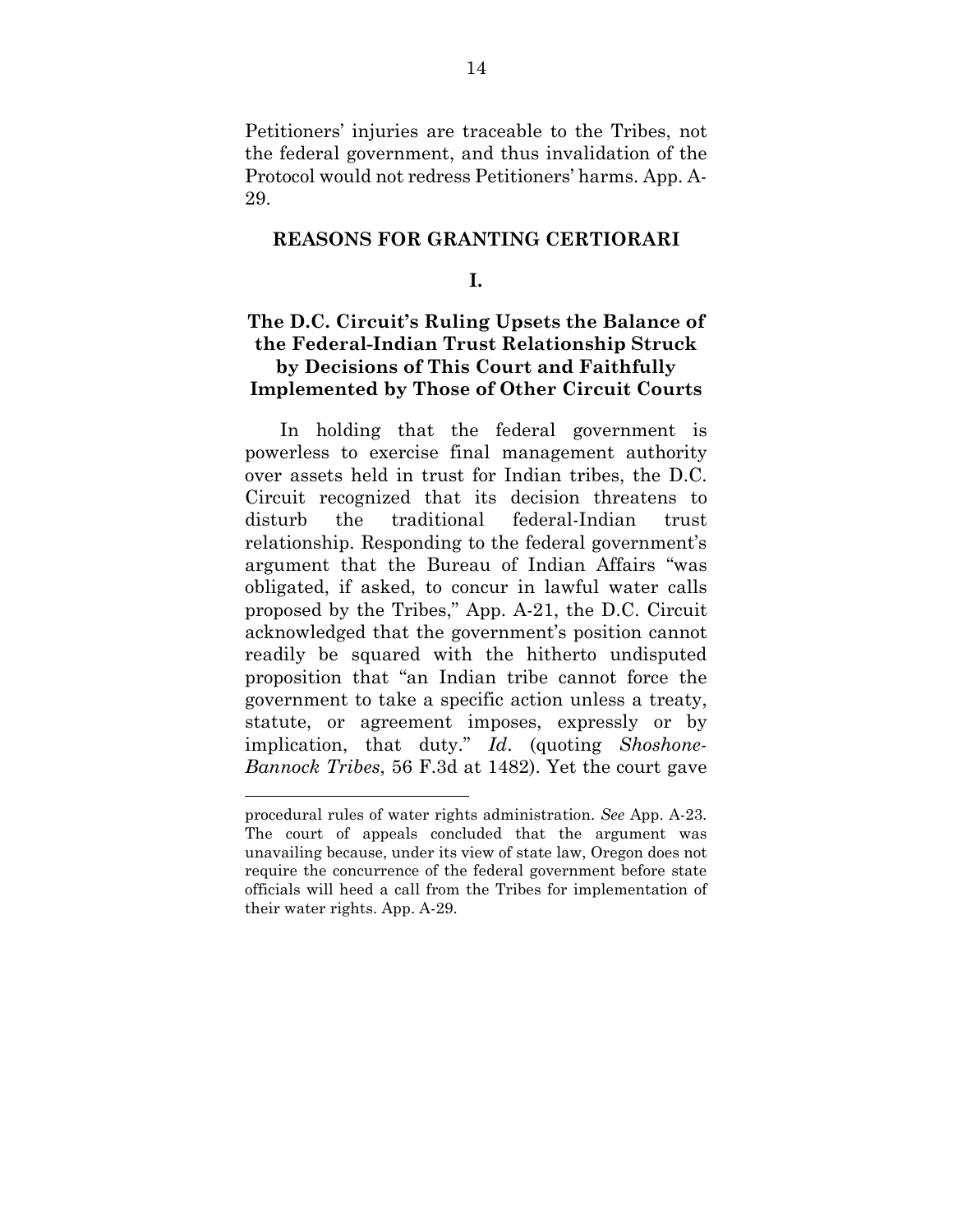Petitioners' injuries are traceable to the Tribes, not the federal government, and thus invalidation of the Protocol would not redress Petitioners' harms. App. A-29.

## REASONS FOR GRANTING CERTIORARI

### I.

### The D.C. Circuit's Ruling Upsets the Balance of the Federal-Indian Trust Relationship Struck by Decisions of This Court and Faithfully Implemented by Those of Other Circuit Courts

In holding that the federal government is powerless to exercise final management authority over assets held in trust for Indian tribes, the D.C. Circuit recognized that its decision threatens to disturb the traditional federal-Indian trust relationship. Responding to the federal government's argument that the Bureau of Indian Affairs "was obligated, if asked, to concur in lawful water calls proposed by the Tribes," App. A-21, the D.C. Circuit acknowledged that the government's position cannot readily be squared with the hitherto undisputed proposition that "an Indian tribe cannot force the government to take a specific action unless a treaty, statute, or agreement imposes, expressly or by implication, that duty." *Id*. (quoting *Shoshone-Bannock Tribes*, 56 F.3d at 1482). Yet the court gave

---

procedural rules of water rights administration. *See* App. A-23. The court of appeals concluded that the argument was unavailing because, under its view of state law, Oregon does not require the concurrence of the federal government before state officials will heed a call from the Tribes for implementation of their water rights. App. A-29.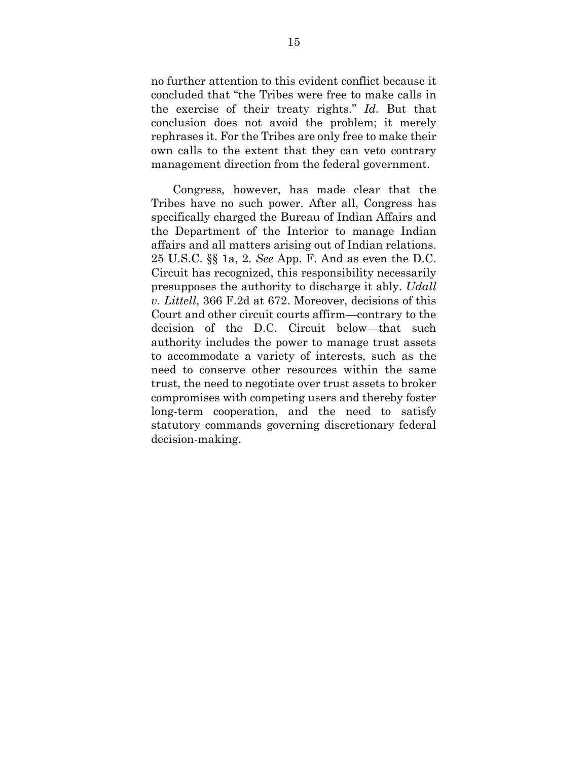no further attention to this evident conflict because it concluded that "the Tribes were free to make calls in the exercise of their treaty rights." *Id.* But that conclusion does not avoid the problem; it merely rephrases it. For the Tribes are only free to make their own calls to the extent that they can veto contrary management direction from the federal government.

Congress, however, has made clear that the Tribes have no such power. After all, Congress has specifically charged the Bureau of Indian Affairs and the Department of the Interior to manage Indian affairs and all matters arising out of Indian relations. 25 U.S.C. §§ 1a, 2. *See* App. F. And as even the D.C. Circuit has recognized, this responsibility necessarily presupposes the authority to discharge it ably. *Udall v. Littell*, 366 F.2d at 672. Moreover, decisions of this Court and other circuit courts affirm—contrary to the decision of the D.C. Circuit below—that such authority includes the power to manage trust assets to accommodate a variety of interests, such as the need to conserve other resources within the same trust, the need to negotiate over trust assets to broker compromises with competing users and thereby foster long-term cooperation, and the need to satisfy statutory commands governing discretionary federal decision-making.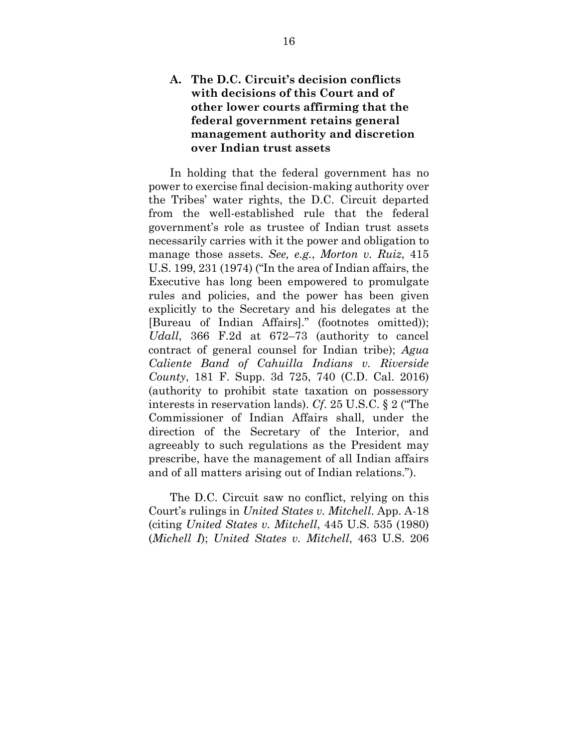### A. The D.C. Circuit's decision conflicts with decisions of this Court and of other lower courts affirming that the federal government retains general management authority and discretion over Indian trust assets

In holding that the federal government has no power to exercise final decision-making authority over the Tribes' water rights, the D.C. Circuit departed from the well-established rule that the federal government's role as trustee of Indian trust assets necessarily carries with it the power and obligation to manage those assets. *See, e.g.*, *Morton v. Ruiz*, 415 U.S. 199, 231 (1974) ("In the area of Indian affairs, the Executive has long been empowered to promulgate rules and policies, and the power has been given explicitly to the Secretary and his delegates at the [Bureau of Indian Affairs]." (footnotes omitted)); *Udall*, 366 F.2d at 672–73 (authority to cancel contract of general counsel for Indian tribe); *Agua Caliente Band of Cahuilla Indians v. Riverside County*, 181 F. Supp. 3d 725, 740 (C.D. Cal. 2016) (authority to prohibit state taxation on possessory interests in reservation lands). *Cf.* 25 U.S.C. § 2 ("The Commissioner of Indian Affairs shall, under the direction of the Secretary of the Interior, and agreeably to such regulations as the President may prescribe, have the management of all Indian affairs and of all matters arising out of Indian relations.").

The D.C. Circuit saw no conflict, relying on this Court's rulings in *United States v. Mitchell*. App. A-18 (citing *United States v. Mitchell*, 445 U.S. 535 (1980) (*Michell I*); *United States v. Mitchell*, 463 U.S. 206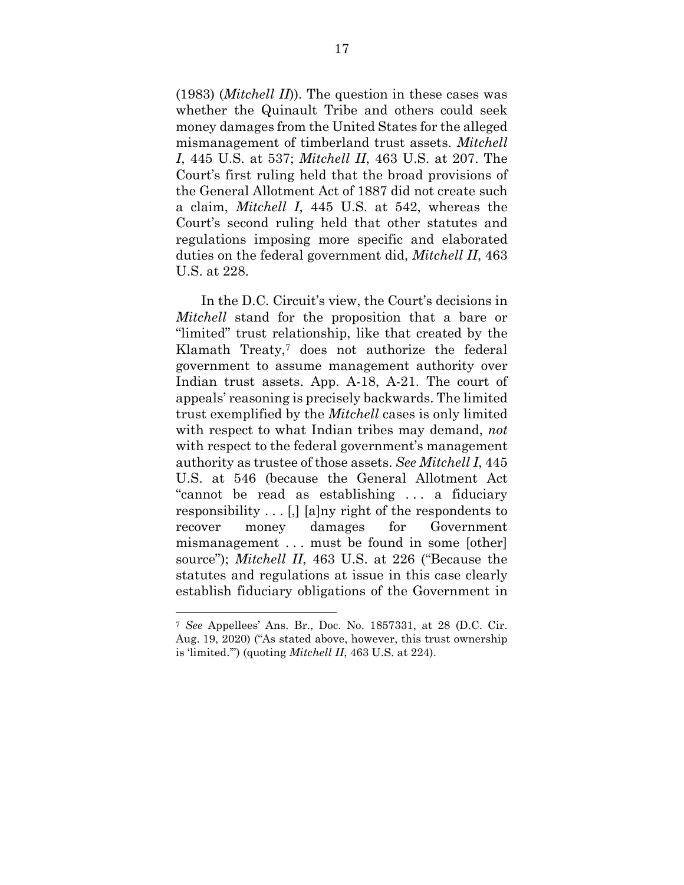(1983) (*Mitchell II*)). The question in these cases was whether the Quinault Tribe and others could seek money damages from the United States for the alleged mismanagement of timberland trust assets. *Mitchell I*, 445 U.S. at 537; *Mitchell II*, 463 U.S. at 207. The Court's first ruling held that the broad provisions of the General Allotment Act of 1887 did not create such a claim, *Mitchell I*, 445 U.S. at 542, whereas the Court's second ruling held that other statutes and regulations imposing more specific and elaborated duties on the federal government did, *Mitchell II*, 463 U.S. at 228.

In the D.C. Circuit's view, the Court's decisions in *Mitchell* stand for the proposition that a bare or "limited" trust relationship, like that created by the Klamath Treaty,[7] does not authorize the federal government to assume management authority over Indian trust assets. App. A-18, A-21. The court of appeals' reasoning is precisely backwards. The limited trust exemplified by the *Mitchell* cases is only limited with respect to what Indian tribes may demand, *not* with respect to the federal government's management authority as trustee of those assets. *See Mitchell I*, 445 U.S. at 546 (because the General Allotment Act "cannot be read as establishing . . . a fiduciary responsibility . . . [,] [a]ny right of the respondents to recover money damages for Government mismanagement . . . must be found in some [other] source"); *Mitchell II*, 463 U.S. at 226 ("Because the statutes and regulations at issue in this case clearly establish fiduciary obligations of the Government in

---

[7] *See* Appellees' Ans. Br., Doc. No. 1857331, at 28 (D.C. Cir. Aug. 19, 2020) ("As stated above, however, this trust ownership is 'limited.'") (quoting *Mitchell II*, 463 U.S. at 224).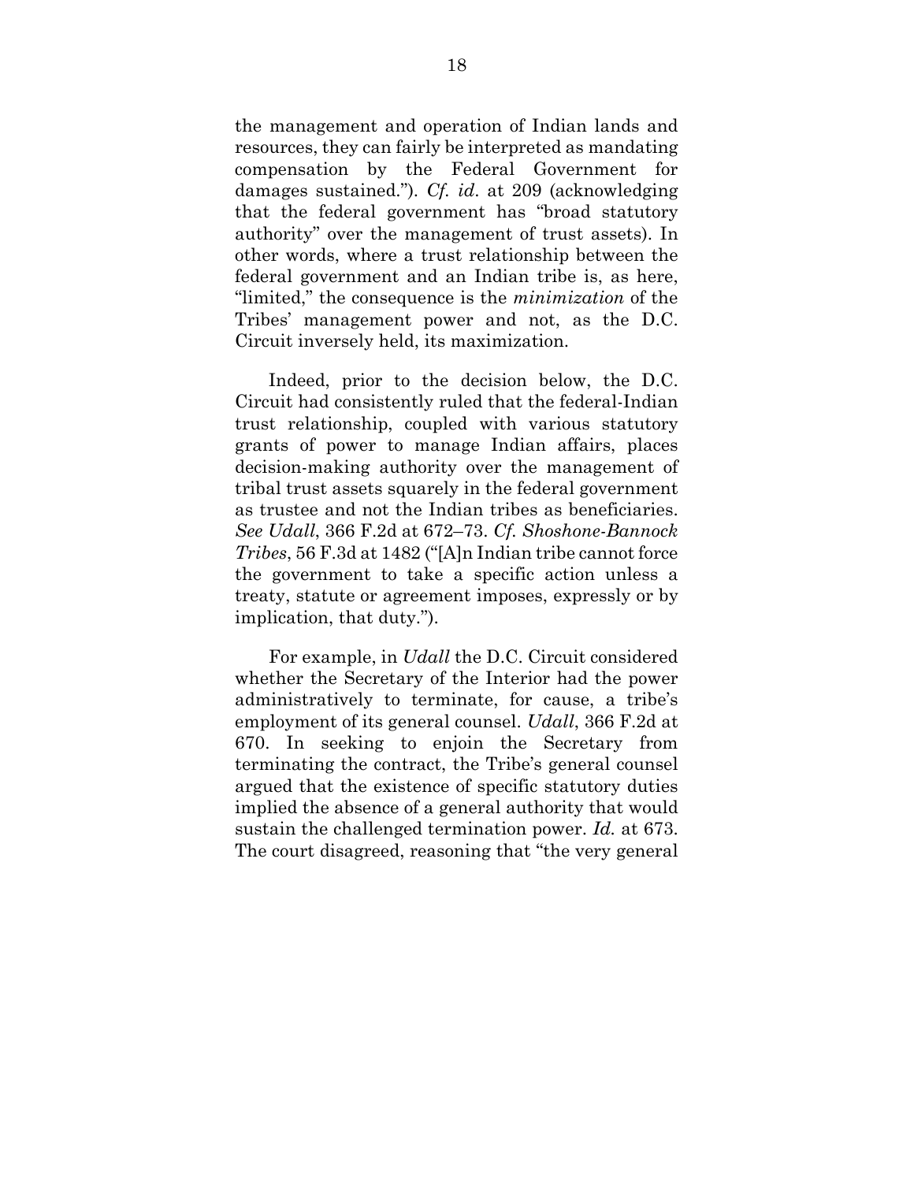the management and operation of Indian lands and resources, they can fairly be interpreted as mandating compensation by the Federal Government for damages sustained."). *Cf. id*. at 209 (acknowledging that the federal government has "broad statutory authority" over the management of trust assets). In other words, where a trust relationship between the federal government and an Indian tribe is, as here, "limited," the consequence is the *minimization* of the Tribes' management power and not, as the D.C. Circuit inversely held, its maximization.

Indeed, prior to the decision below, the D.C. Circuit had consistently ruled that the federal-Indian trust relationship, coupled with various statutory grants of power to manage Indian affairs, places decision-making authority over the management of tribal trust assets squarely in the federal government as trustee and not the Indian tribes as beneficiaries. *See Udall*, 366 F.2d at 672–73. *Cf. Shoshone-Bannock Tribes*, 56 F.3d at 1482 ("[A]n Indian tribe cannot force the government to take a specific action unless a treaty, statute or agreement imposes, expressly or by implication, that duty.").

For example, in *Udall* the D.C. Circuit considered whether the Secretary of the Interior had the power administratively to terminate, for cause, a tribe's employment of its general counsel. *Udall*, 366 F.2d at 670. In seeking to enjoin the Secretary from terminating the contract, the Tribe's general counsel argued that the existence of specific statutory duties implied the absence of a general authority that would sustain the challenged termination power. *Id.* at 673. The court disagreed, reasoning that "the very general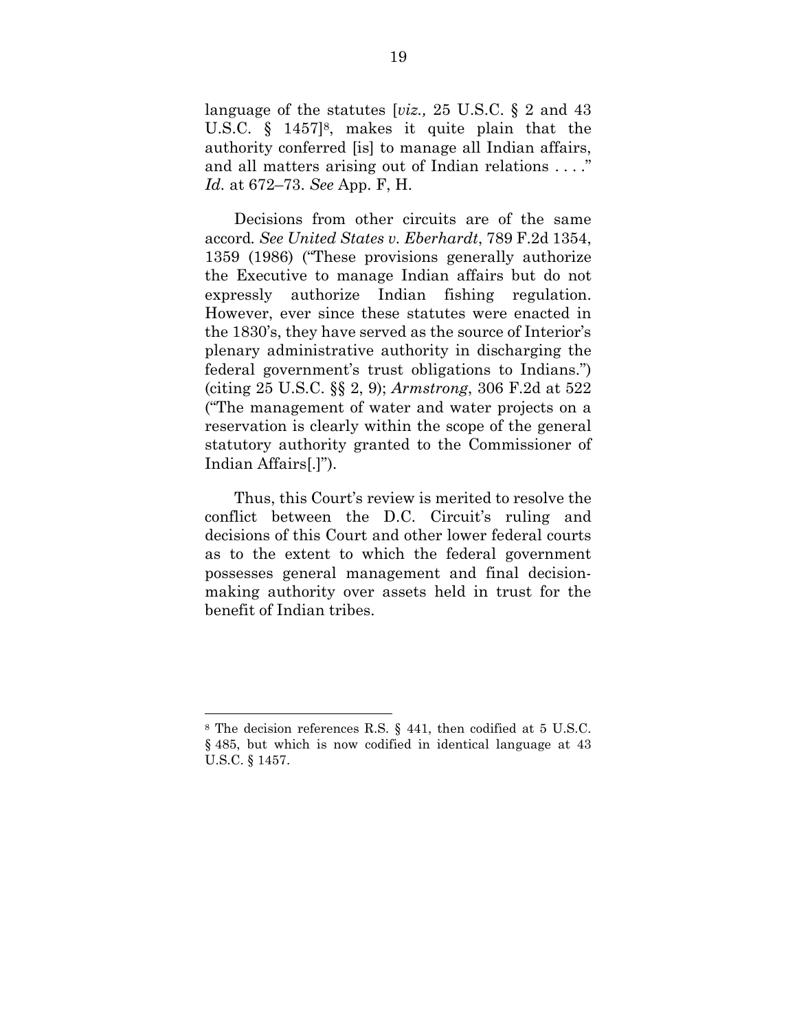language of the statutes [*viz.,* 25 U.S.C. § 2 and 43 U.S.C. § 1457][8], makes it quite plain that the authority conferred [is] to manage all Indian affairs, and all matters arising out of Indian relations . . . ." *Id.* at 672–73. *See* App. F, H.

Decisions from other circuits are of the same accord. *See United States v. Eberhardt*, 789 F.2d 1354, 1359 (1986) ("These provisions generally authorize the Executive to manage Indian affairs but do not expressly authorize Indian fishing regulation. However, ever since these statutes were enacted in the 1830's, they have served as the source of Interior's plenary administrative authority in discharging the federal government's trust obligations to Indians.") (citing 25 U.S.C. §§ 2, 9); *Armstrong*, 306 F.2d at 522 ("The management of water and water projects on a reservation is clearly within the scope of the general statutory authority granted to the Commissioner of Indian Affairs[.]").

Thus, this Court's review is merited to resolve the conflict between the D.C. Circuit's ruling and decisions of this Court and other lower federal courts as to the extent to which the federal government possesses general management and final decision-making authority over assets held in trust for the benefit of Indian tribes.

---

[8] The decision references R.S. § 441, then codified at 5 U.S.C. § 485, but which is now codified in identical language at 43 U.S.C. § 1457.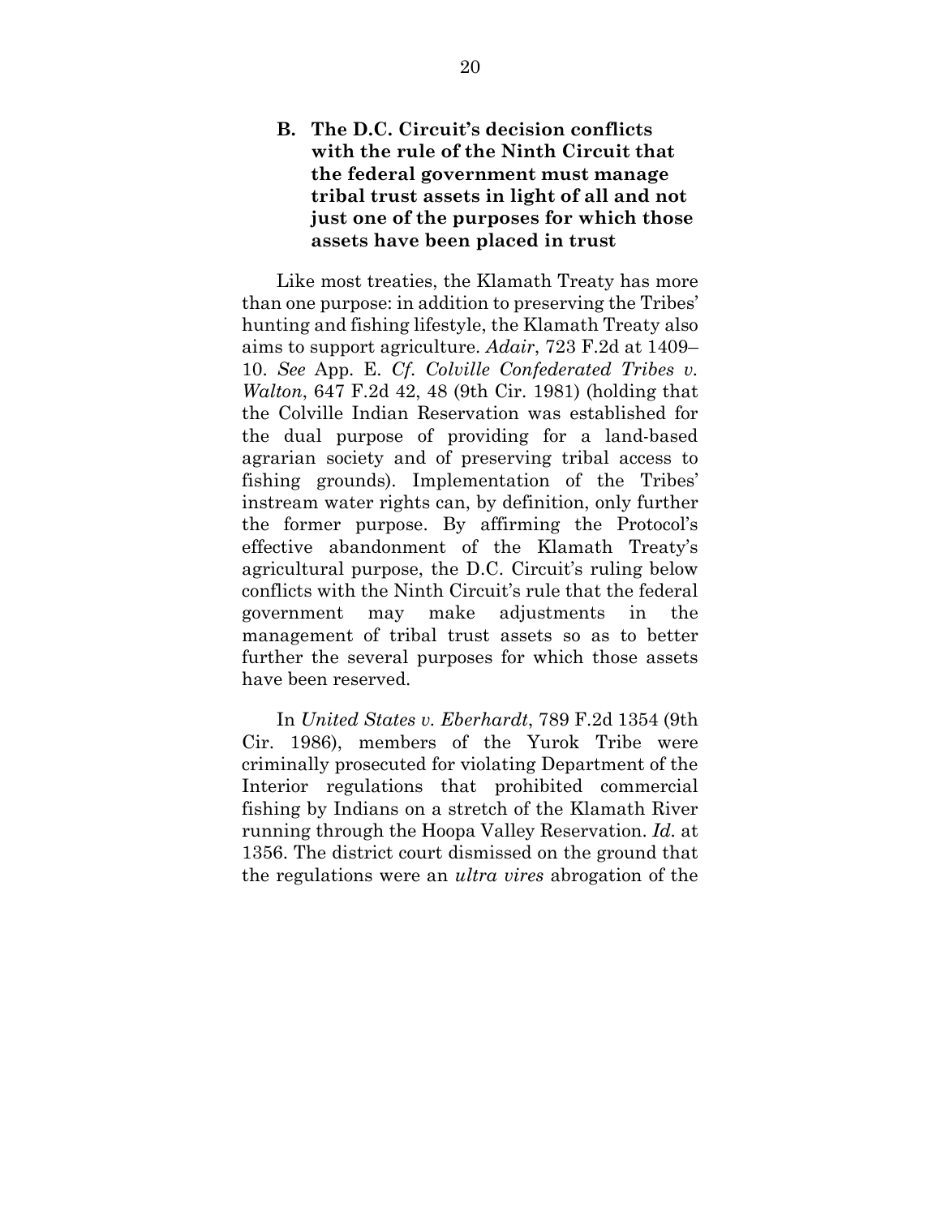### B. The D.C. Circuit's decision conflicts with the rule of the Ninth Circuit that the federal government must manage tribal trust assets in light of all and not just one of the purposes for which those assets have been placed in trust

Like most treaties, the Klamath Treaty has more than one purpose: in addition to preserving the Tribes' hunting and fishing lifestyle, the Klamath Treaty also aims to support agriculture. *Adair*, 723 F.2d at 1409–10. *See* App. E. *Cf. Colville Confederated Tribes v. Walton*, 647 F.2d 42, 48 (9th Cir. 1981) (holding that the Colville Indian Reservation was established for the dual purpose of providing for a land-based agrarian society and of preserving tribal access to fishing grounds). Implementation of the Tribes' instream water rights can, by definition, only further the former purpose. By affirming the Protocol's effective abandonment of the Klamath Treaty's agricultural purpose, the D.C. Circuit's ruling below conflicts with the Ninth Circuit's rule that the federal government may make adjustments in the management of tribal trust assets so as to better further the several purposes for which those assets have been reserved.

In *United States v. Eberhardt*, 789 F.2d 1354 (9th Cir. 1986), members of the Yurok Tribe were criminally prosecuted for violating Department of the Interior regulations that prohibited commercial fishing by Indians on a stretch of the Klamath River running through the Hoopa Valley Reservation. *Id.* at 1356. The district court dismissed on the ground that the regulations were an *ultra vires* abrogation of the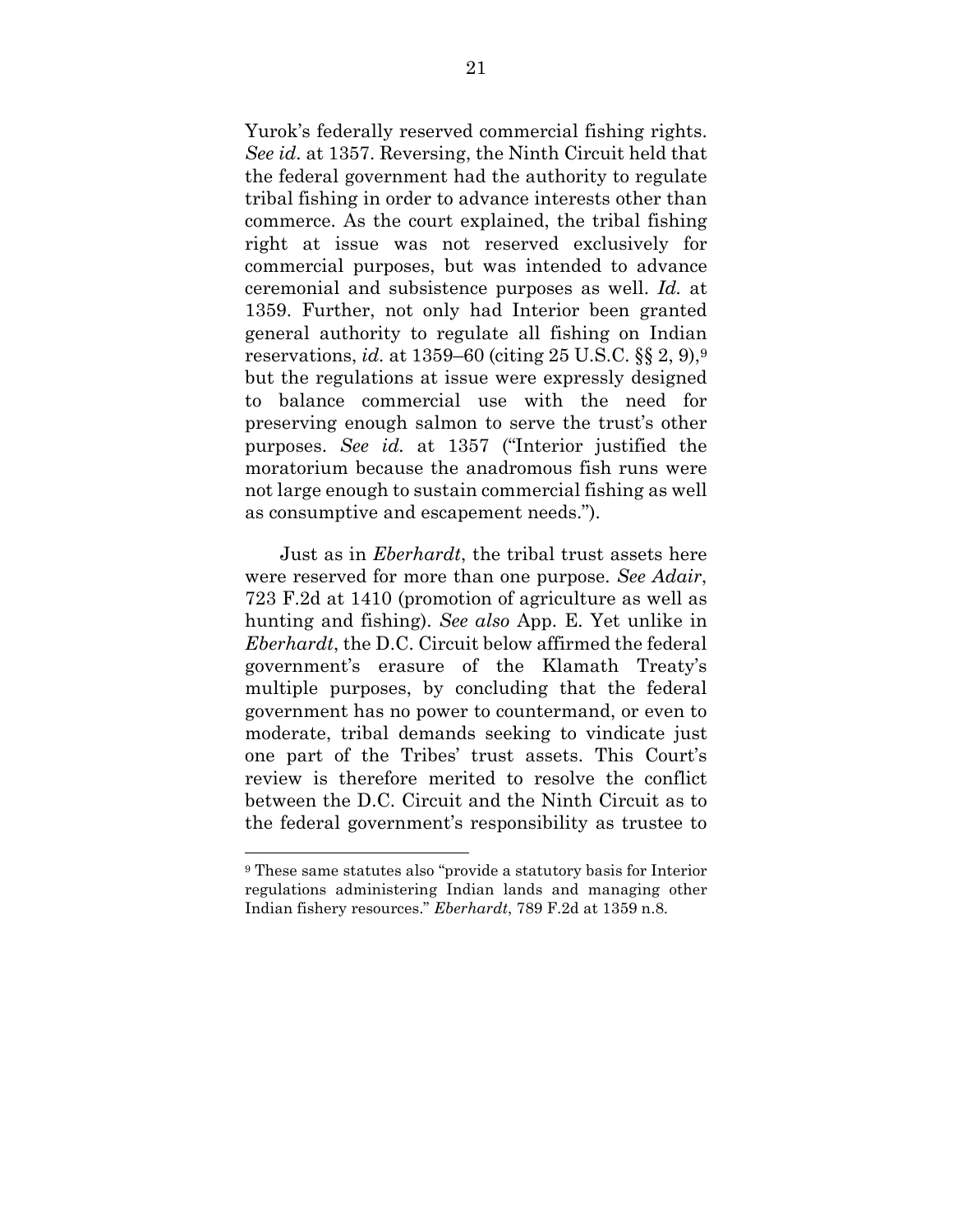Yurok's federally reserved commercial fishing rights. *See id*. at 1357. Reversing, the Ninth Circuit held that the federal government had the authority to regulate tribal fishing in order to advance interests other than commerce. As the court explained, the tribal fishing right at issue was not reserved exclusively for commercial purposes, but was intended to advance ceremonial and subsistence purposes as well. *Id.* at 1359. Further, not only had Interior been granted general authority to regulate all fishing on Indian reservations, *id.* at 1359–60 (citing 25 U.S.C. §§ 2, 9),[9] but the regulations at issue were expressly designed to balance commercial use with the need for preserving enough salmon to serve the trust's other purposes. *See id.* at 1357 ("Interior justified the moratorium because the anadromous fish runs were not large enough to sustain commercial fishing as well as consumptive and escapement needs.").

Just as in *Eberhardt*, the tribal trust assets here were reserved for more than one purpose. *See Adair*, 723 F.2d at 1410 (promotion of agriculture as well as hunting and fishing). *See also* App. E. Yet unlike in *Eberhardt*, the D.C. Circuit below affirmed the federal government's erasure of the Klamath Treaty's multiple purposes, by concluding that the federal government has no power to countermand, or even to moderate, tribal demands seeking to vindicate just one part of the Tribes' trust assets. This Court's review is therefore merited to resolve the conflict between the D.C. Circuit and the Ninth Circuit as to the federal government's responsibility as trustee to

---

[9] These same statutes also "provide a statutory basis for Interior regulations administering Indian lands and managing other Indian fishery resources." *Eberhardt*, 789 F.2d at 1359 n.8.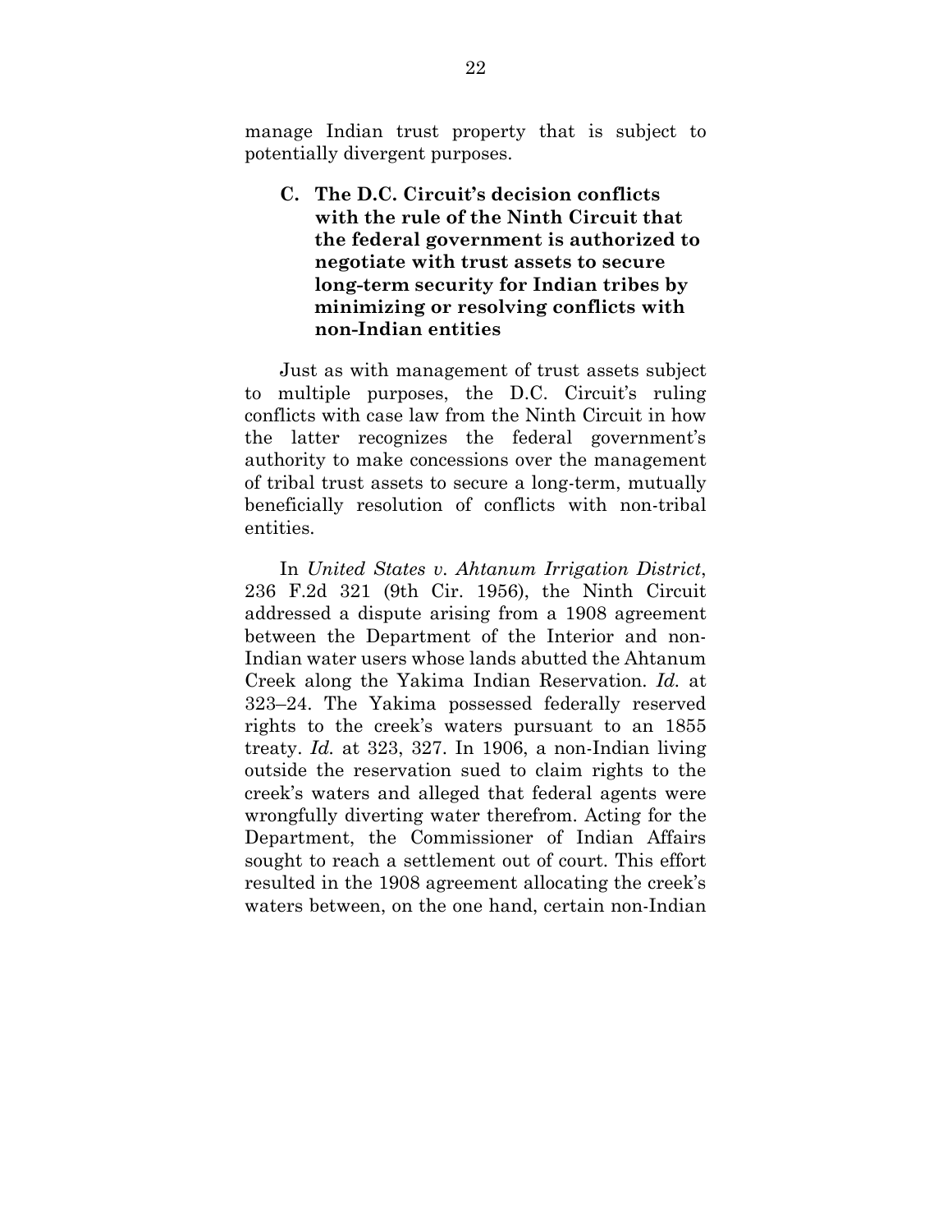manage Indian trust property that is subject to potentially divergent purposes.

### C. The D.C. Circuit's decision conflicts with the rule of the Ninth Circuit that the federal government is authorized to negotiate with trust assets to secure long-term security for Indian tribes by minimizing or resolving conflicts with non-Indian entities

Just as with management of trust assets subject to multiple purposes, the D.C. Circuit's ruling conflicts with case law from the Ninth Circuit in how the latter recognizes the federal government's authority to make concessions over the management of tribal trust assets to secure a long-term, mutually beneficially resolution of conflicts with non-tribal entities.

In *United States v. Ahtanum Irrigation District*, 236 F.2d 321 (9th Cir. 1956), the Ninth Circuit addressed a dispute arising from a 1908 agreement between the Department of the Interior and non-Indian water users whose lands abutted the Ahtanum Creek along the Yakima Indian Reservation. *Id.* at 323–24. The Yakima possessed federally reserved rights to the creek's waters pursuant to an 1855 treaty. *Id.* at 323, 327. In 1906, a non-Indian living outside the reservation sued to claim rights to the creek's waters and alleged that federal agents were wrongfully diverting water therefrom. Acting for the Department, the Commissioner of Indian Affairs sought to reach a settlement out of court. This effort resulted in the 1908 agreement allocating the creek's waters between, on the one hand, certain non-Indian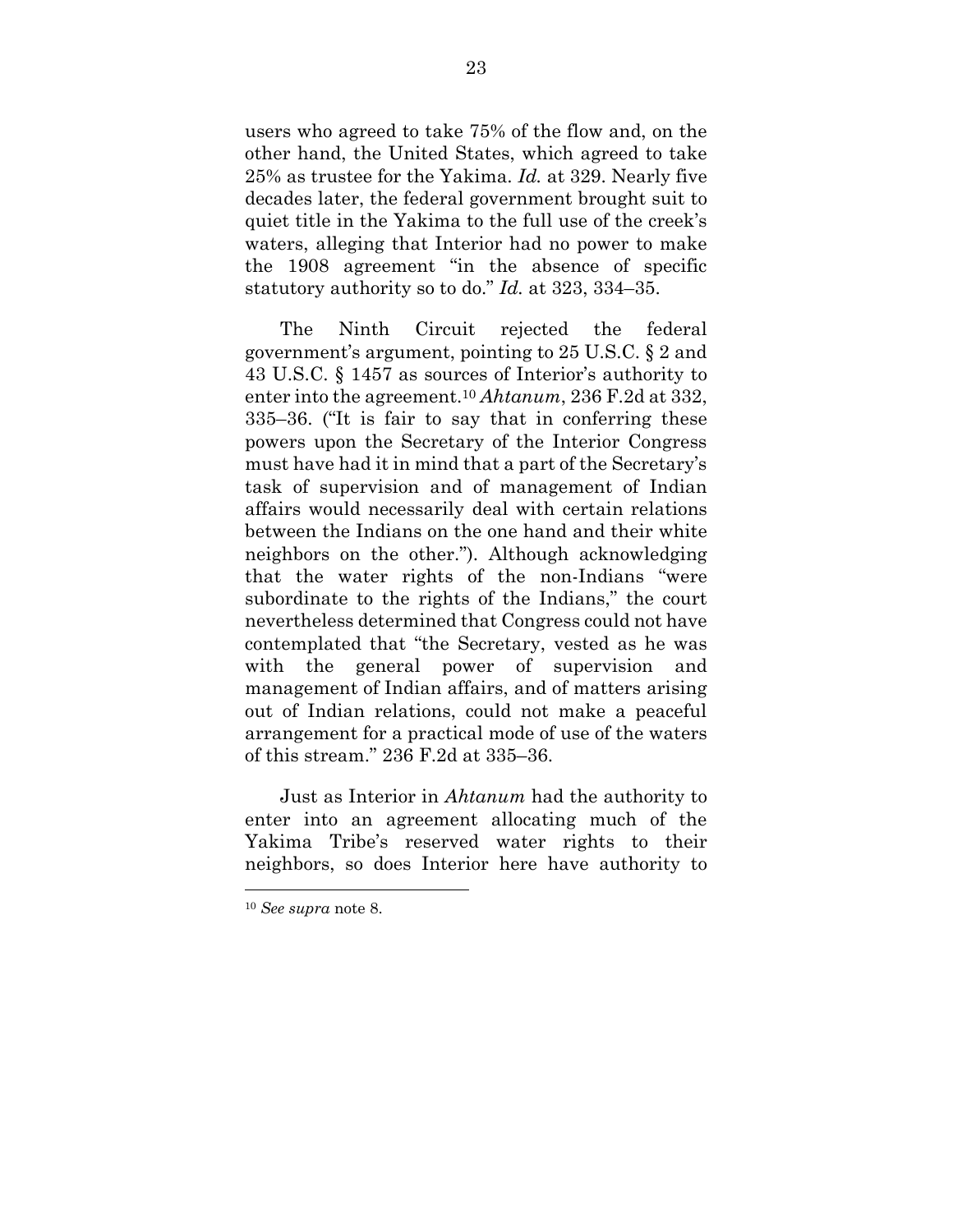users who agreed to take 75% of the flow and, on the other hand, the United States, which agreed to take 25% as trustee for the Yakima. *Id.* at 329. Nearly five decades later, the federal government brought suit to quiet title in the Yakima to the full use of the creek's waters, alleging that Interior had no power to make the 1908 agreement "in the absence of specific statutory authority so to do." *Id.* at 323, 334–35.

The Ninth Circuit rejected the federal government's argument, pointing to 25 U.S.C. § 2 and 43 U.S.C. § 1457 as sources of Interior's authority to enter into the agreement.[10] *Ahtanum*, 236 F.2d at 332, 335–36. ("It is fair to say that in conferring these powers upon the Secretary of the Interior Congress must have had it in mind that a part of the Secretary's task of supervision and of management of Indian affairs would necessarily deal with certain relations between the Indians on the one hand and their white neighbors on the other."). Although acknowledging that the water rights of the non-Indians "were subordinate to the rights of the Indians," the court nevertheless determined that Congress could not have contemplated that "the Secretary, vested as he was with the general power of supervision and management of Indian affairs, and of matters arising out of Indian relations, could not make a peaceful arrangement for a practical mode of use of the waters of this stream." 236 F.2d at 335–36.

Just as Interior in *Ahtanum* had the authority to enter into an agreement allocating much of the Yakima Tribe's reserved water rights to their neighbors, so does Interior here have authority to

---

[10] *See supra* note 8.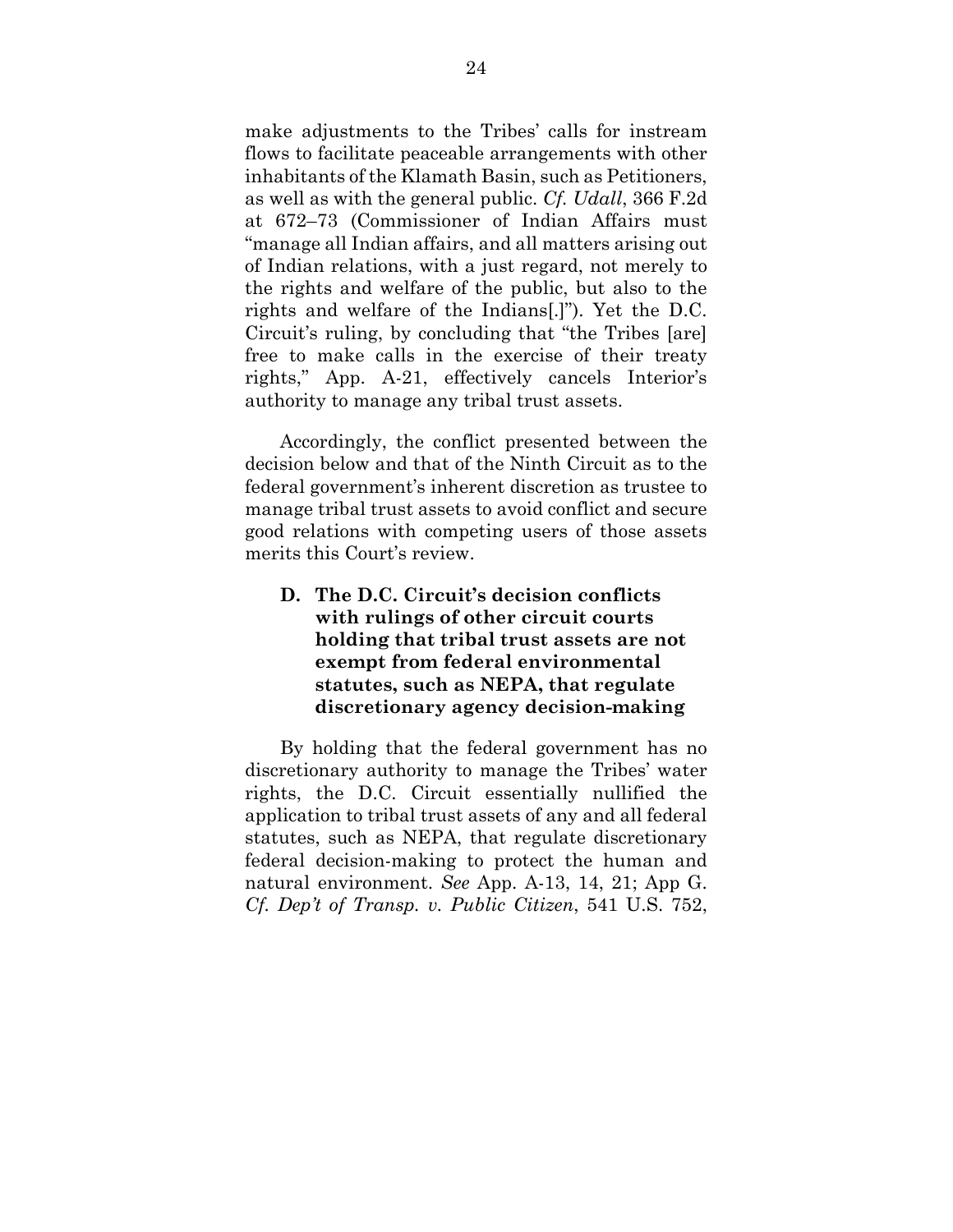make adjustments to the Tribes' calls for instream flows to facilitate peaceable arrangements with other inhabitants of the Klamath Basin, such as Petitioners, as well as with the general public. *Cf. Udall*, 366 F.2d at 672–73 (Commissioner of Indian Affairs must "manage all Indian affairs, and all matters arising out of Indian relations, with a just regard, not merely to the rights and welfare of the public, but also to the rights and welfare of the Indians[.]"). Yet the D.C. Circuit's ruling, by concluding that "the Tribes [are] free to make calls in the exercise of their treaty rights," App. A-21, effectively cancels Interior's authority to manage any tribal trust assets.

Accordingly, the conflict presented between the decision below and that of the Ninth Circuit as to the federal government's inherent discretion as trustee to manage tribal trust assets to avoid conflict and secure good relations with competing users of those assets merits this Court's review.

### D. The D.C. Circuit's decision conflicts with rulings of other circuit courts holding that tribal trust assets are not exempt from federal environmental statutes, such as NEPA, that regulate discretionary agency decision-making

By holding that the federal government has no discretionary authority to manage the Tribes' water rights, the D.C. Circuit essentially nullified the application to tribal trust assets of any and all federal statutes, such as NEPA, that regulate discretionary federal decision-making to protect the human and natural environment. *See* App. A-13, 14, 21; App G. *Cf. Dep't of Transp. v. Public Citizen*, 541 U.S. 752,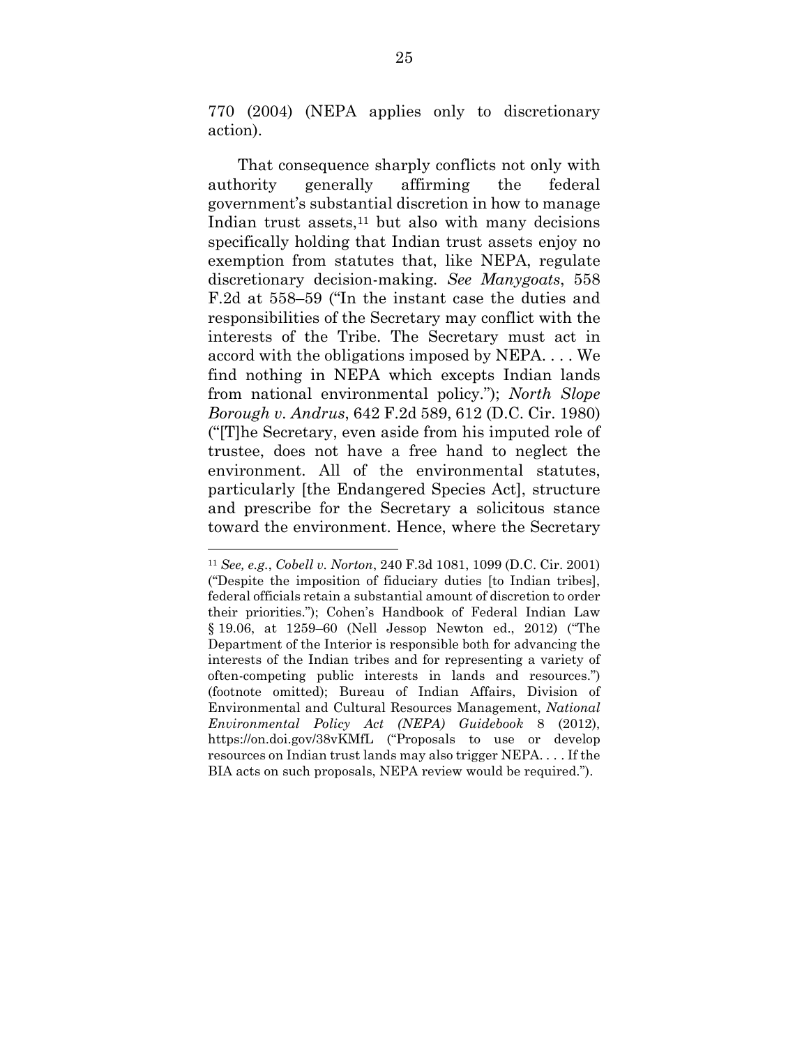770 (2004) (NEPA applies only to discretionary action).

That consequence sharply conflicts not only with authority generally affirming the federal government's substantial discretion in how to manage Indian trust assets,[11] but also with many decisions specifically holding that Indian trust assets enjoy no exemption from statutes that, like NEPA, regulate discretionary decision-making. *See Manygoats*, 558 F.2d at 558–59 ("In the instant case the duties and responsibilities of the Secretary may conflict with the interests of the Tribe. The Secretary must act in accord with the obligations imposed by NEPA. . . . We find nothing in NEPA which excepts Indian lands from national environmental policy."); *North Slope Borough v. Andrus*, 642 F.2d 589, 612 (D.C. Cir. 1980) ("[T]he Secretary, even aside from his imputed role of trustee, does not have a free hand to neglect the environment. All of the environmental statutes, particularly [the Endangered Species Act], structure and prescribe for the Secretary a solicitous stance toward the environment. Hence, where the Secretary

---

[11] *See, e.g.*, *Cobell v. Norton*, 240 F.3d 1081, 1099 (D.C. Cir. 2001) ("Despite the imposition of fiduciary duties [to Indian tribes], federal officials retain a substantial amount of discretion to order their priorities."); Cohen's Handbook of Federal Indian Law § 19.06, at 1259–60 (Nell Jessop Newton ed., 2012) ("The Department of the Interior is responsible both for advancing the interests of the Indian tribes and for representing a variety of often-competing public interests in lands and resources.") (footnote omitted); Bureau of Indian Affairs, Division of Environmental and Cultural Resources Management, *National Environmental Policy Act (NEPA) Guidebook* 8 (2012), https://on.doi.gov/38vKMfL ("Proposals to use or develop resources on Indian trust lands may also trigger NEPA. . . . If the BIA acts on such proposals, NEPA review would be required.").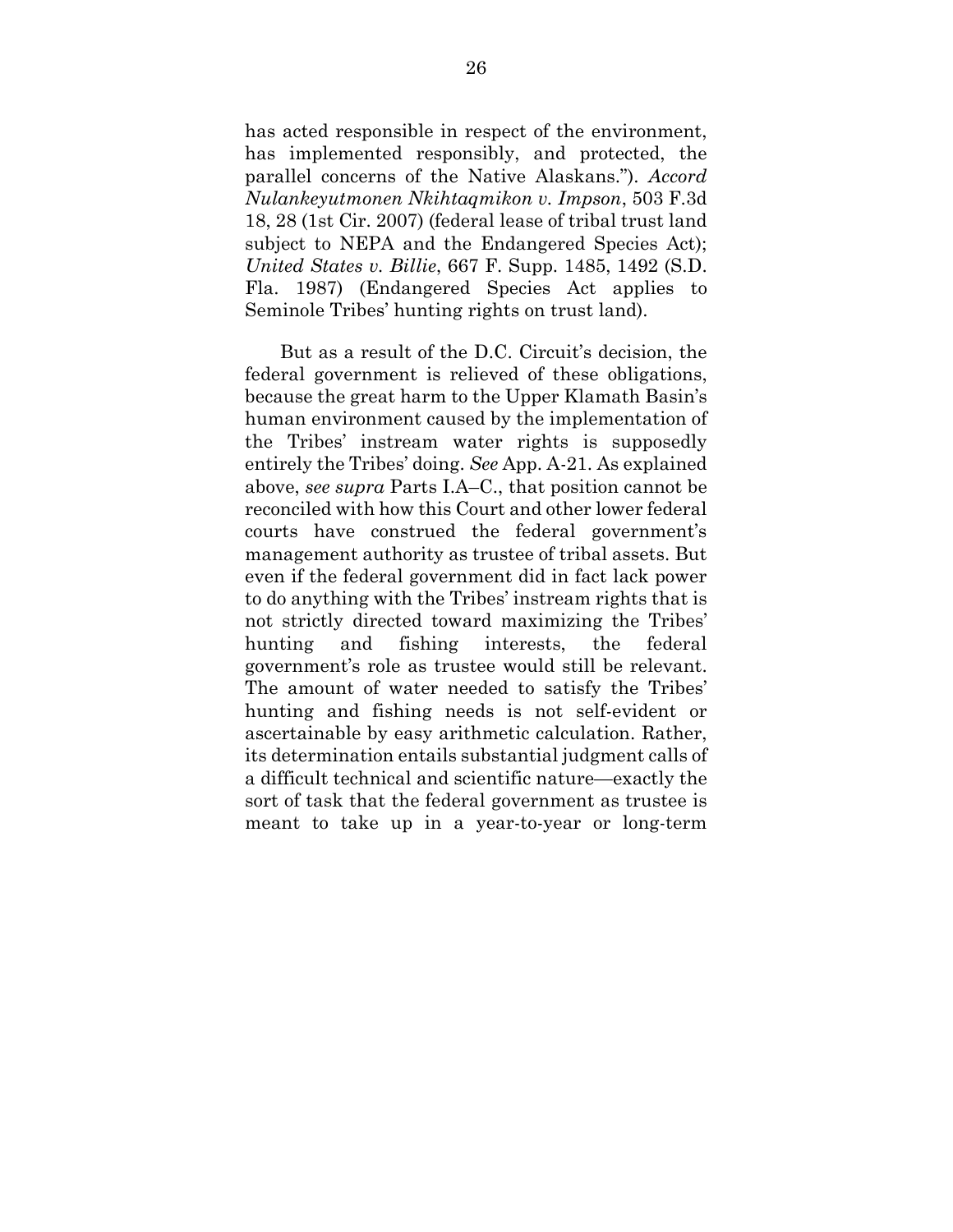has acted responsible in respect of the environment, has implemented responsibly, and protected, the parallel concerns of the Native Alaskans."). *Accord Nulankeyutmonen Nkihtaqmikon v. Impson*, 503 F.3d 18, 28 (1st Cir. 2007) (federal lease of tribal trust land subject to NEPA and the Endangered Species Act); *United States v. Billie*, 667 F. Supp. 1485, 1492 (S.D. Fla. 1987) (Endangered Species Act applies to Seminole Tribes' hunting rights on trust land).

But as a result of the D.C. Circuit's decision, the federal government is relieved of these obligations, because the great harm to the Upper Klamath Basin's human environment caused by the implementation of the Tribes' instream water rights is supposedly entirely the Tribes' doing. *See* App. A-21. As explained above, *see supra* Parts I.A–C., that position cannot be reconciled with how this Court and other lower federal courts have construed the federal government's management authority as trustee of tribal assets. But even if the federal government did in fact lack power to do anything with the Tribes' instream rights that is not strictly directed toward maximizing the Tribes' hunting and fishing interests, the federal government's role as trustee would still be relevant. The amount of water needed to satisfy the Tribes' hunting and fishing needs is not self-evident or ascertainable by easy arithmetic calculation. Rather, its determination entails substantial judgment calls of a difficult technical and scientific nature—exactly the sort of task that the federal government as trustee is meant to take up in a year-to-year or long-term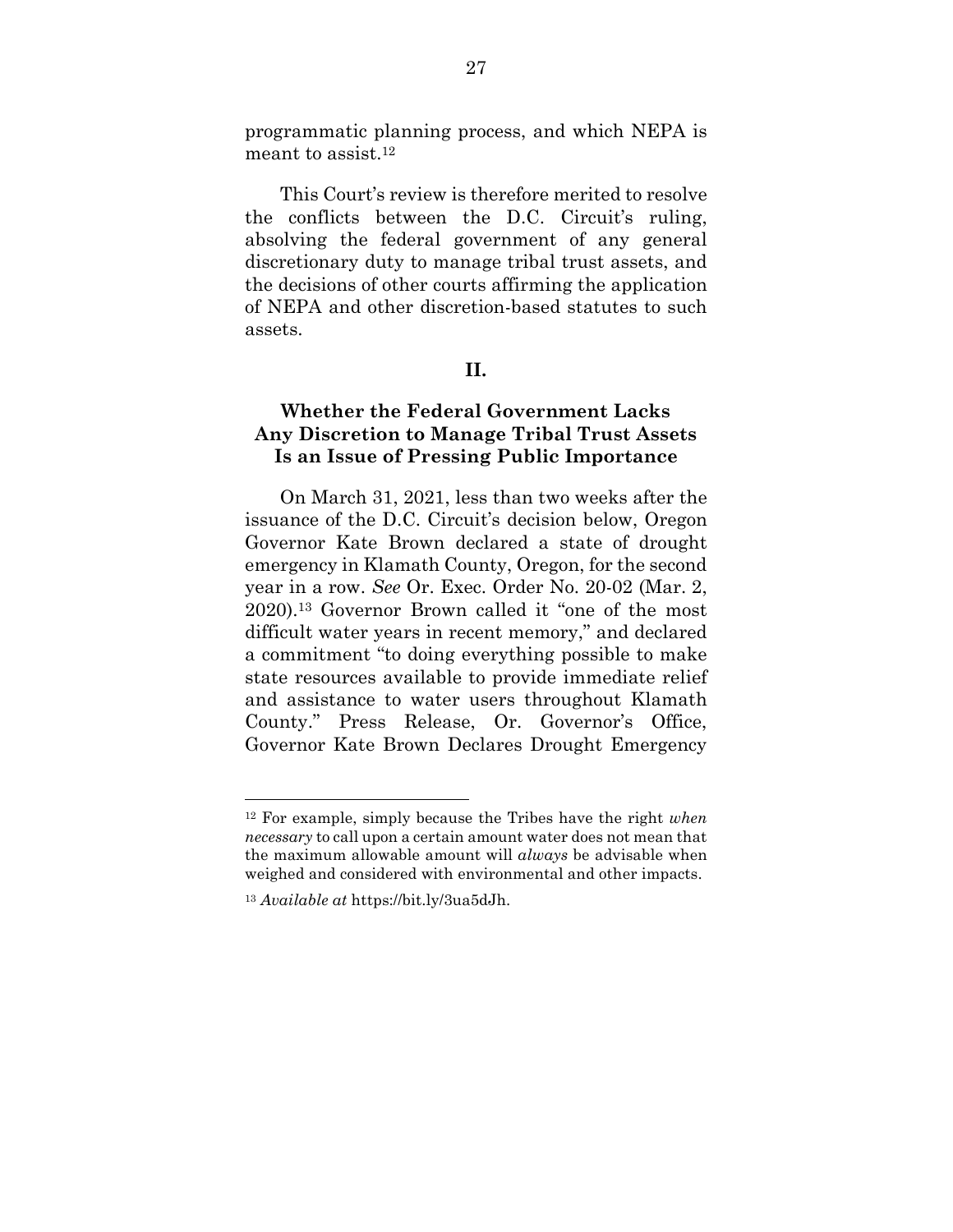programmatic planning process, and which NEPA is meant to assist.[12]

This Court's review is therefore merited to resolve the conflicts between the D.C. Circuit's ruling, absolving the federal government of any general discretionary duty to manage tribal trust assets, and the decisions of other courts affirming the application of NEPA and other discretion-based statutes to such assets.

## II.

## Whether the Federal Government Lacks Any Discretion to Manage Tribal Trust Assets Is an Issue of Pressing Public Importance

On March 31, 2021, less than two weeks after the issuance of the D.C. Circuit's decision below, Oregon Governor Kate Brown declared a state of drought emergency in Klamath County, Oregon, for the second year in a row. *See* Or. Exec. Order No. 20-02 (Mar. 2, 2020).[13] Governor Brown called it "one of the most difficult water years in recent memory," and declared a commitment "to doing everything possible to make state resources available to provide immediate relief and assistance to water users throughout Klamath County." Press Release, Or. Governor's Office, Governor Kate Brown Declares Drought Emergency

---

[12] For example, simply because the Tribes have the right *when necessary* to call upon a certain amount water does not mean that the maximum allowable amount will *always* be advisable when weighed and considered with environmental and other impacts.

[13] *Available at* https://bit.ly/3ua5dJh.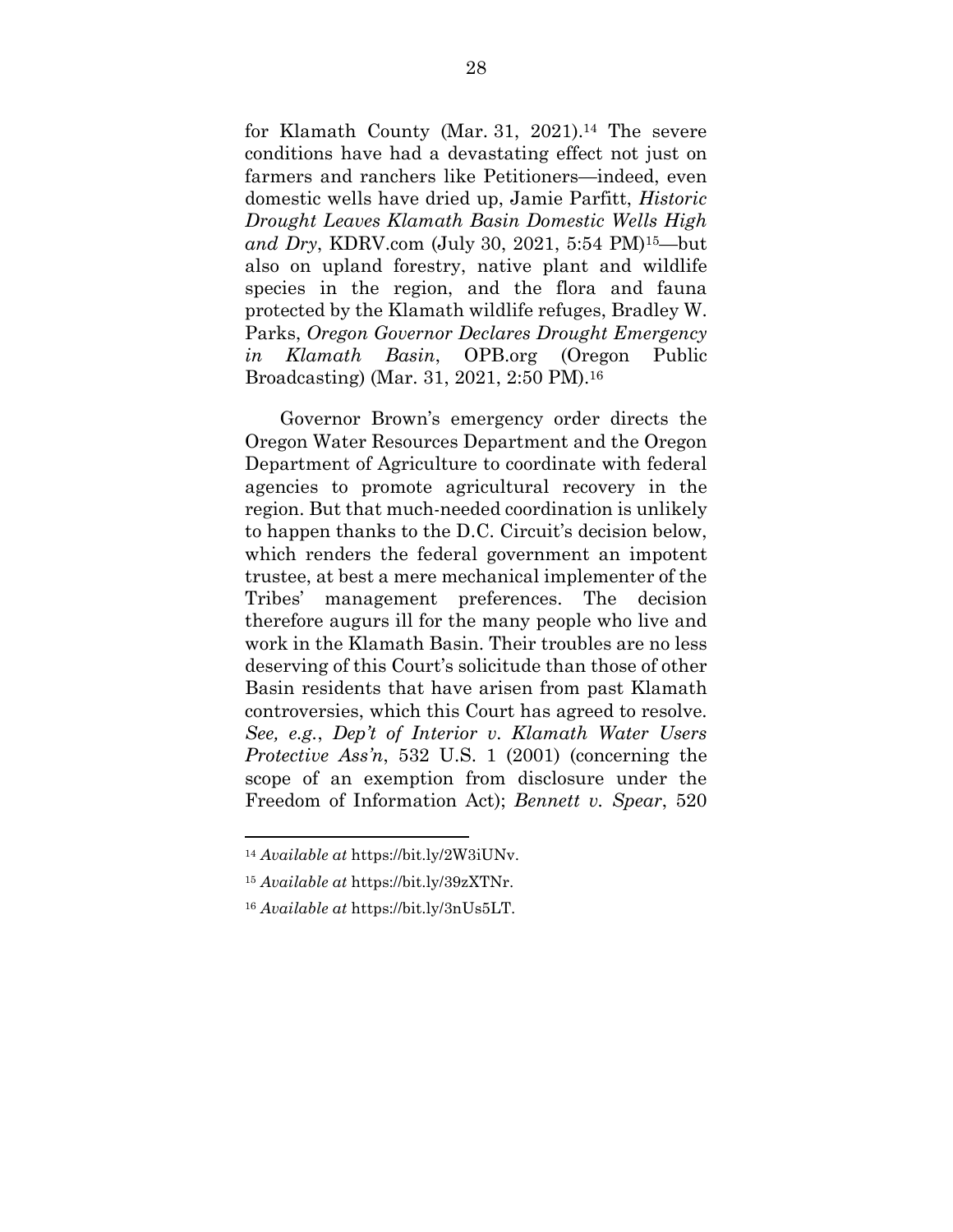for Klamath County (Mar. 31, 2021).[14] The severe conditions have had a devastating effect not just on farmers and ranchers like Petitioners—indeed, even domestic wells have dried up, Jamie Parfitt, *Historic Drought Leaves Klamath Basin Domestic Wells High and Dry*, KDRV.com (July 30, 2021, 5:54 PM)[15]—but also on upland forestry, native plant and wildlife species in the region, and the flora and fauna protected by the Klamath wildlife refuges, Bradley W. Parks, *Oregon Governor Declares Drought Emergency in Klamath Basin*, OPB.org (Oregon Public Broadcasting) (Mar. 31, 2021, 2:50 PM).[16]

Governor Brown's emergency order directs the Oregon Water Resources Department and the Oregon Department of Agriculture to coordinate with federal agencies to promote agricultural recovery in the region. But that much-needed coordination is unlikely to happen thanks to the D.C. Circuit's decision below, which renders the federal government an impotent trustee, at best a mere mechanical implementer of the Tribes' management preferences. The decision therefore augurs ill for the many people who live and work in the Klamath Basin. Their troubles are no less deserving of this Court's solicitude than those of other Basin residents that have arisen from past Klamath controversies, which this Court has agreed to resolve. *See, e.g.*, *Dep't of Interior v. Klamath Water Users Protective Ass'n*, 532 U.S. 1 (2001) (concerning the scope of an exemption from disclosure under the Freedom of Information Act); *Bennett v. Spear*, 520

---

[14] *Available at* https://bit.ly/2W3iUNv.

[15] *Available at* https://bit.ly/39zXTNr.

[16] *Available at* https://bit.ly/3nUs5LT.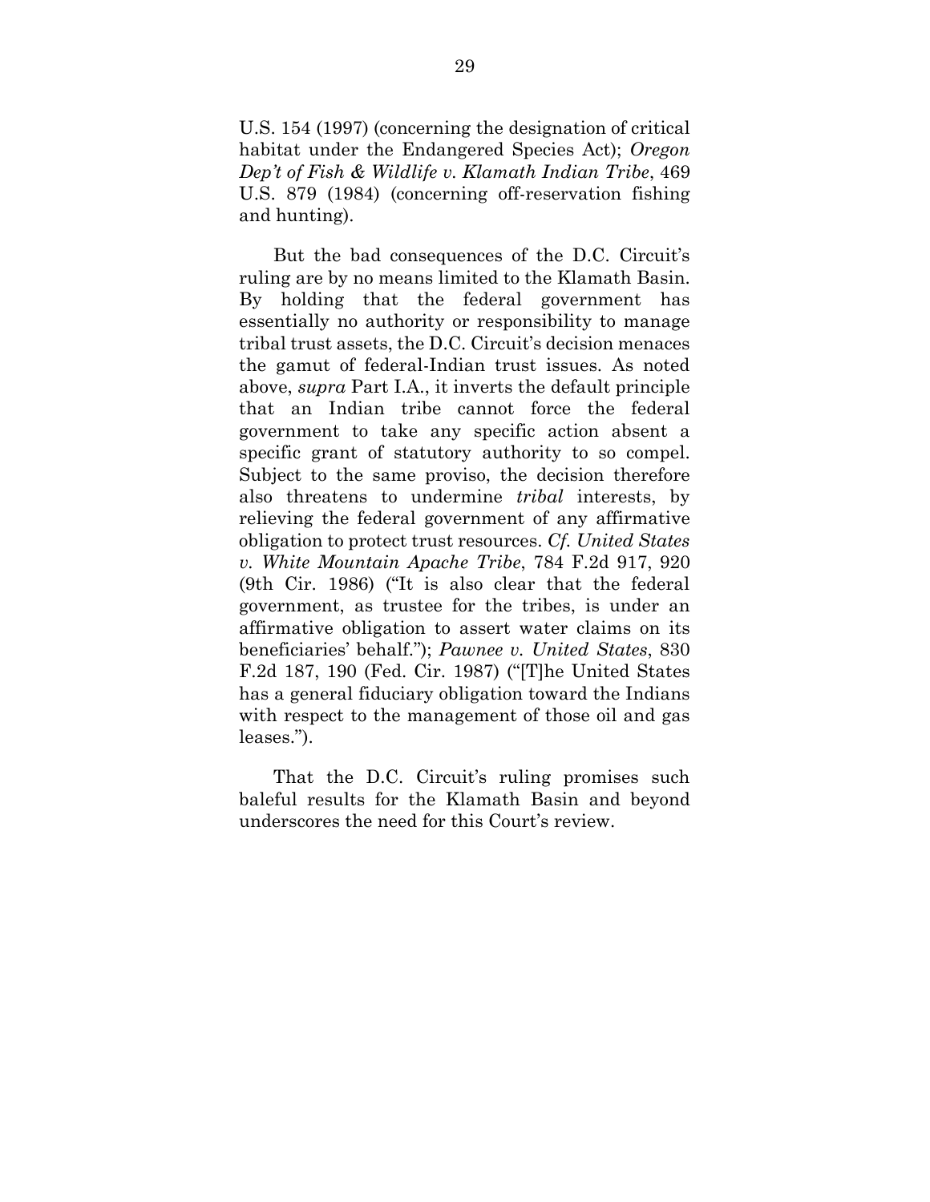U.S. 154 (1997) (concerning the designation of critical habitat under the Endangered Species Act); *Oregon Dep't of Fish & Wildlife v. Klamath Indian Tribe*, 469 U.S. 879 (1984) (concerning off-reservation fishing and hunting).

But the bad consequences of the D.C. Circuit's ruling are by no means limited to the Klamath Basin. By holding that the federal government has essentially no authority or responsibility to manage tribal trust assets, the D.C. Circuit's decision menaces the gamut of federal-Indian trust issues. As noted above, *supra* Part I.A., it inverts the default principle that an Indian tribe cannot force the federal government to take any specific action absent a specific grant of statutory authority to so compel. Subject to the same proviso, the decision therefore also threatens to undermine *tribal* interests, by relieving the federal government of any affirmative obligation to protect trust resources. *Cf. United States v. White Mountain Apache Tribe*, 784 F.2d 917, 920 (9th Cir. 1986) ("It is also clear that the federal government, as trustee for the tribes, is under an affirmative obligation to assert water claims on its beneficiaries' behalf."); *Pawnee v. United States*, 830 F.2d 187, 190 (Fed. Cir. 1987) ("[T]he United States has a general fiduciary obligation toward the Indians with respect to the management of those oil and gas leases.").

That the D.C. Circuit's ruling promises such baleful results for the Klamath Basin and beyond underscores the need for this Court's review.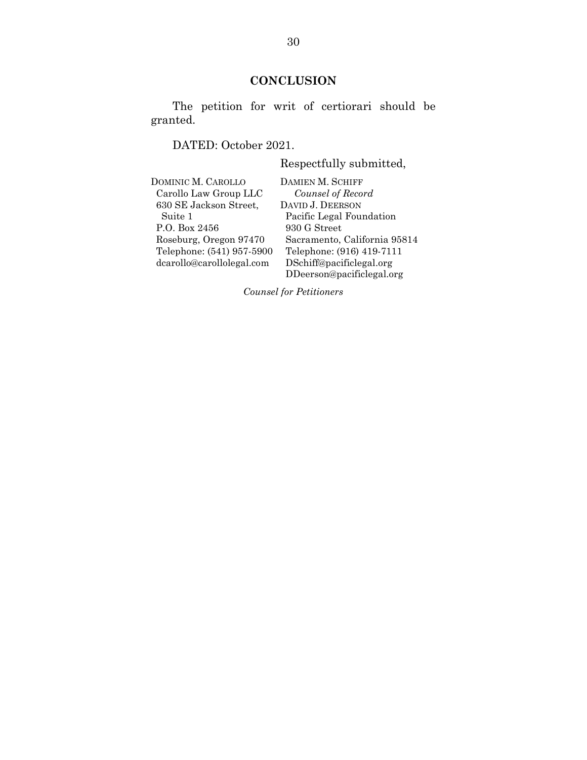## CONCLUSION

The petition for writ of certiorari should be granted.

DATED: October 2021.

Respectfully submitted,

DOMINIC M. CAROLLO
Carollo Law Group LLC
630 SE Jackson Street,
Suite 1
P.O. Box 2456
Roseburg, Oregon 97470
Telephone: (541) 957-5900
dcarollo@carollolegal.com

DAMIEN M. SCHIFF
*Counsel of Record*
DAVID J. DEERSON
Pacific Legal Foundation
930 G Street
Sacramento, California 95814
Telephone: (916) 419-7111
DSchiff@pacificlegal.org
DDeerson@pacificlegal.org

*Counsel for Petitioners*